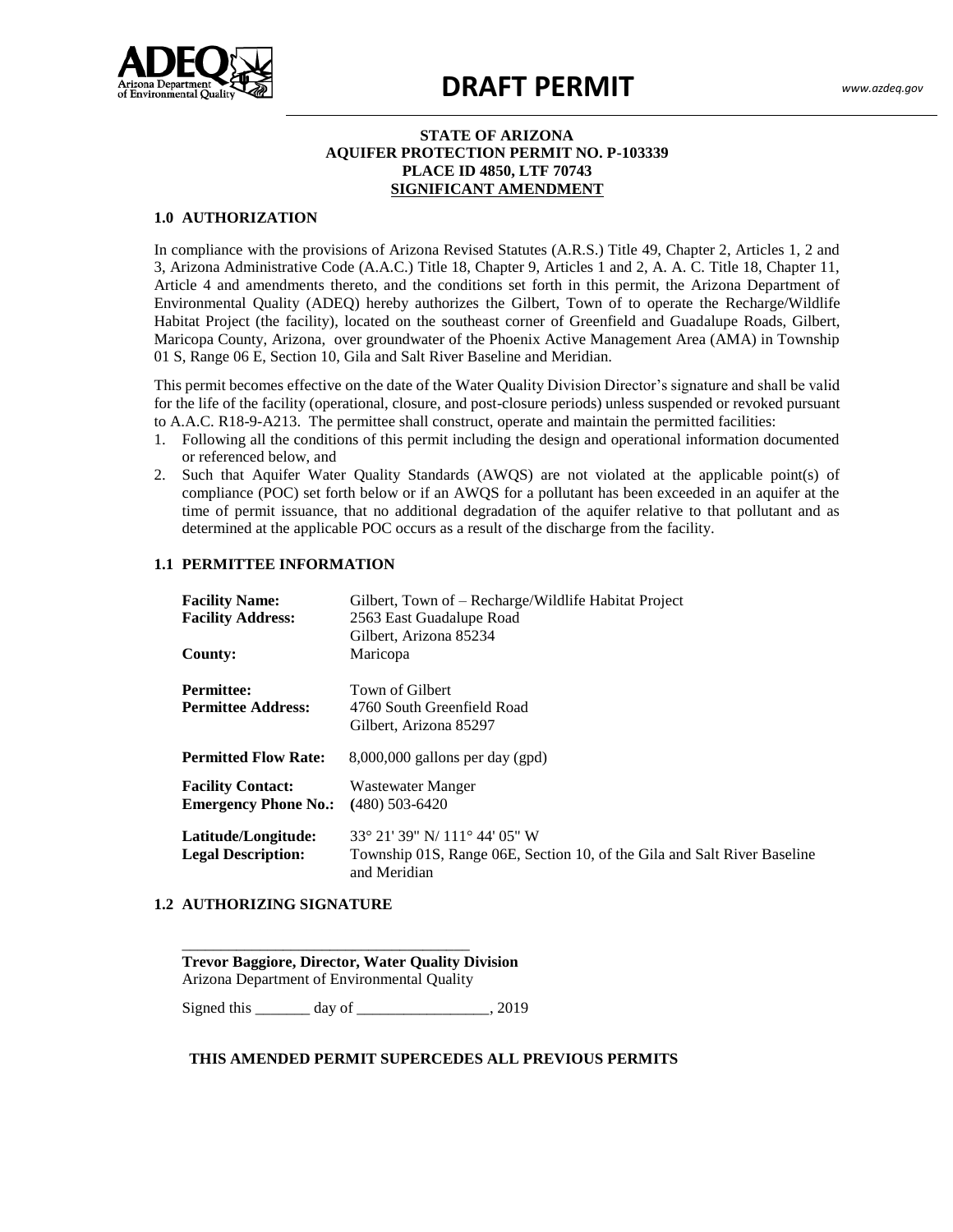# DRAFT PERMIT

**STATE OF ARIZONA**
**AQUIFER PROTECTION PERMIT NO. P-103339**
**PLACE ID 4850, LTF 70743**
**SIGNIFICANT AMENDMENT**

## 1.0 AUTHORIZATION

In compliance with the provisions of Arizona Revised Statutes (A.R.S.) Title 49, Chapter 2, Articles 1, 2 and 3, Arizona Administrative Code (A.A.C.) Title 18, Chapter 9, Articles 1 and 2, A. A. C. Title 18, Chapter 11, Article 4 and amendments thereto, and the conditions set forth in this permit, the Arizona Department of Environmental Quality (ADEQ) hereby authorizes the Gilbert, Town of to operate the Recharge/Wildlife Habitat Project (the facility), located on the southeast corner of Greenfield and Guadalupe Roads, Gilbert, Maricopa County, Arizona, over groundwater of the Phoenix Active Management Area (AMA) in Township 01 S, Range 06 E, Section 10, Gila and Salt River Baseline and Meridian.

This permit becomes effective on the date of the Water Quality Division Director's signature and shall be valid for the life of the facility (operational, closure, and post-closure periods) unless suspended or revoked pursuant to A.A.C. R18-9-A213. The permittee shall construct, operate and maintain the permitted facilities:

1. Following all the conditions of this permit including the design and operational information documented or referenced below, and
2. Such that Aquifer Water Quality Standards (AWQS) are not violated at the applicable point(s) of compliance (POC) set forth below or if an AWQS for a pollutant has been exceeded in an aquifer at the time of permit issuance, that no additional degradation of the aquifer relative to that pollutant and as determined at the applicable POC occurs as a result of the discharge from the facility.

## 1.1 PERMITTEE INFORMATION

| | |
|---|---|
| **Facility Name:** | Gilbert, Town of – Recharge/Wildlife Habitat Project |
| **Facility Address:** | 2563 East Guadalupe Road<br>Gilbert, Arizona 85234 |
| **County:** | Maricopa |
| **Permittee:** | Town of Gilbert |
| **Permittee Address:** | 4760 South Greenfield Road<br>Gilbert, Arizona 85297 |
| **Permitted Flow Rate:** | 8,000,000 gallons per day (gpd) |
| **Facility Contact:** | Wastewater Manger |
| **Emergency Phone No.:** | (480) 503-6420 |
| **Latitude/Longitude:** | 33° 21' 39" N/ 111° 44' 05" W |
| **Legal Description:** | Township 01S, Range 06E, Section 10, of the Gila and Salt River Baseline and Meridian |

## 1.2 AUTHORIZING SIGNATURE

\_\_\_\_\_\_\_\_\_\_\_\_\_\_\_\_\_\_\_\_\_\_\_\_\_\_\_\_\_\_\_\_\_\_\_\_\_\_

**Trevor Baggiore, Director, Water Quality Division**
Arizona Department of Environmental Quality

Signed this \_\_\_\_\_\_\_ day of \_\_\_\_\_\_\_\_\_\_\_\_\_\_\_\_\_, 2019

**THIS AMENDED PERMIT SUPERCEDES ALL PREVIOUS PERMITS**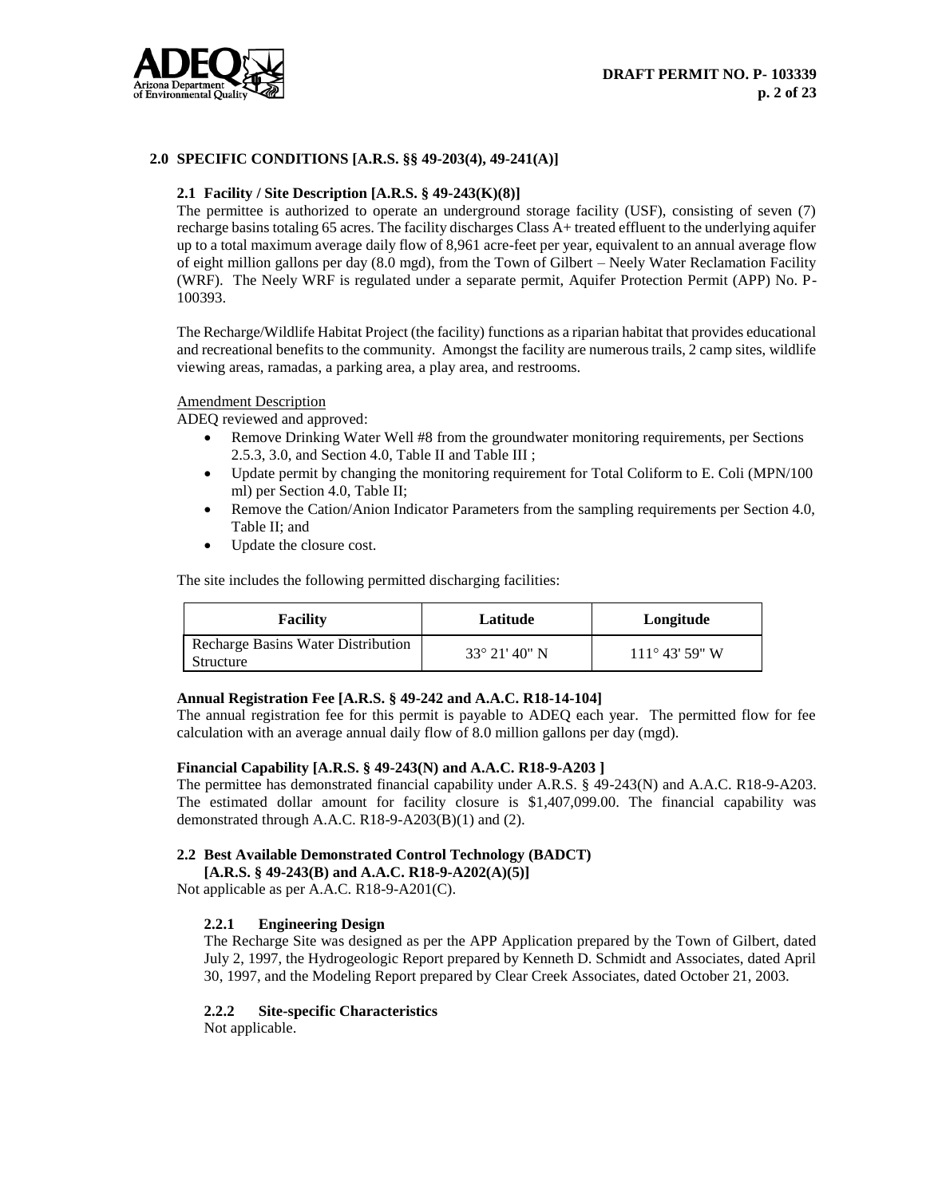## 2.0 SPECIFIC CONDITIONS [A.R.S. §§ 49-203(4), 49-241(A)]

### 2.1 Facility / Site Description [A.R.S. § 49-243(K)(8)]

The permittee is authorized to operate an underground storage facility (USF), consisting of seven (7) recharge basins totaling 65 acres. The facility discharges Class A+ treated effluent to the underlying aquifer up to a total maximum average daily flow of 8,961 acre-feet per year, equivalent to an annual average flow of eight million gallons per day (8.0 mgd), from the Town of Gilbert – Neely Water Reclamation Facility (WRF). The Neely WRF is regulated under a separate permit, Aquifer Protection Permit (APP) No. P-100393.

The Recharge/Wildlife Habitat Project (the facility) functions as a riparian habitat that provides educational and recreational benefits to the community. Amongst the facility are numerous trails, 2 camp sites, wildlife viewing areas, ramadas, a parking area, a play area, and restrooms.

Amendment Description

ADEQ reviewed and approved:

- Remove Drinking Water Well #8 from the groundwater monitoring requirements, per Sections 2.5.3, 3.0, and Section 4.0, Table II and Table III ;
- Update permit by changing the monitoring requirement for Total Coliform to E. Coli (MPN/100 ml) per Section 4.0, Table II;
- Remove the Cation/Anion Indicator Parameters from the sampling requirements per Section 4.0, Table II; and
- Update the closure cost.

The site includes the following permitted discharging facilities:

| Facility | Latitude | Longitude |
|---|---|---|
| Recharge Basins Water Distribution Structure | 33° 21' 40" N | 111° 43' 59" W |

**Annual Registration Fee [A.R.S. § 49-242 and A.A.C. R18-14-104]**

The annual registration fee for this permit is payable to ADEQ each year. The permitted flow for fee calculation with an average annual daily flow of 8.0 million gallons per day (mgd).

**Financial Capability [A.R.S. § 49-243(N) and A.A.C. R18-9-A203 ]**

The permittee has demonstrated financial capability under A.R.S. § 49-243(N) and A.A.C. R18-9-A203. The estimated dollar amount for facility closure is $1,407,099.00. The financial capability was demonstrated through A.A.C. R18-9-A203(B)(1) and (2).

### 2.2 Best Available Demonstrated Control Technology (BADCT) [A.R.S. § 49-243(B) and A.A.C. R18-9-A202(A)(5)]

Not applicable as per A.A.C. R18-9-A201(C).

#### 2.2.1 Engineering Design

The Recharge Site was designed as per the APP Application prepared by the Town of Gilbert, dated July 2, 1997, the Hydrogeologic Report prepared by Kenneth D. Schmidt and Associates, dated April 30, 1997, and the Modeling Report prepared by Clear Creek Associates, dated October 21, 2003.

#### 2.2.2 Site-specific Characteristics

Not applicable.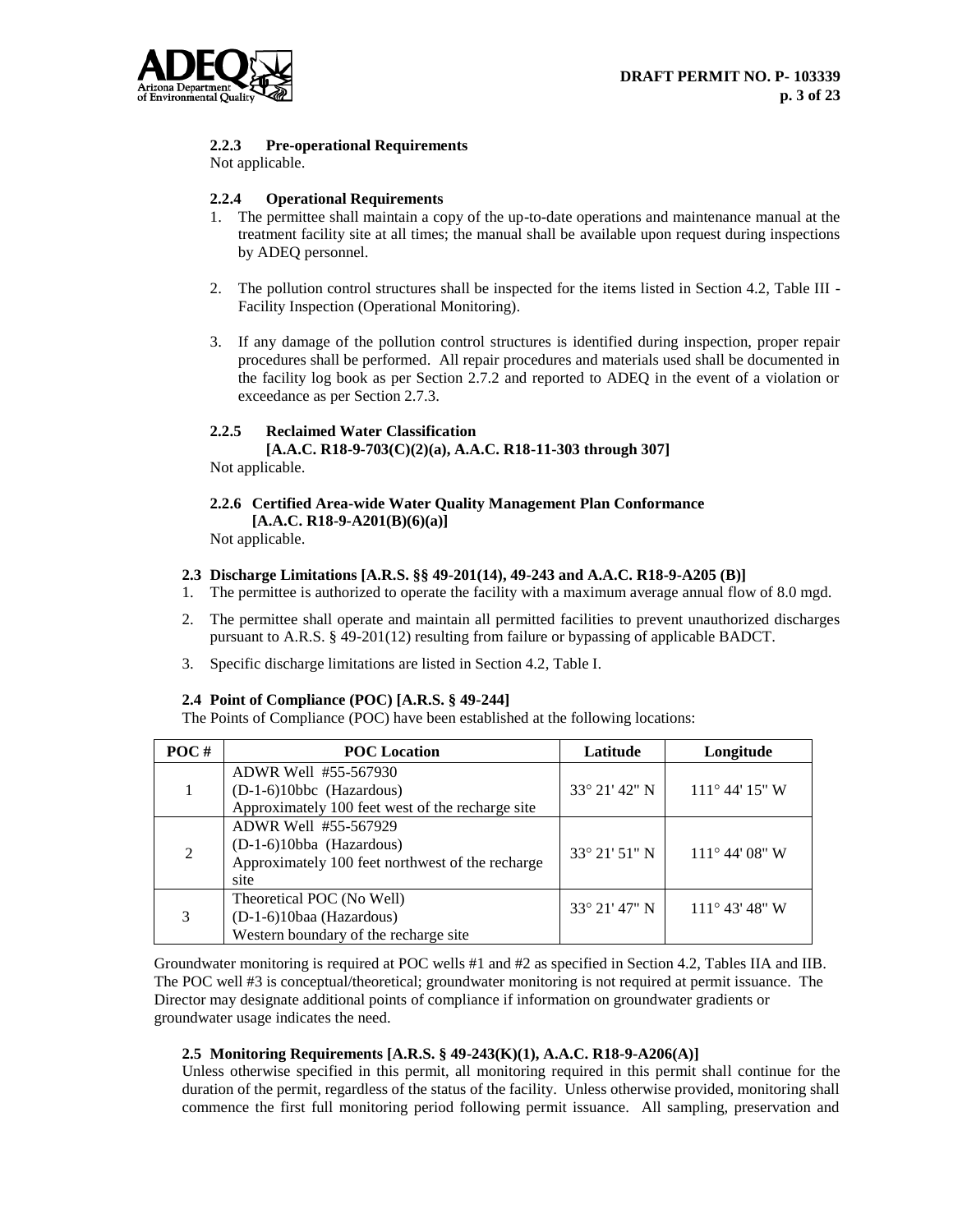#### 2.2.3 Pre-operational Requirements

Not applicable.

#### 2.2.4 Operational Requirements

1. The permittee shall maintain a copy of the up-to-date operations and maintenance manual at the treatment facility site at all times; the manual shall be available upon request during inspections by ADEQ personnel.

2. The pollution control structures shall be inspected for the items listed in Section 4.2, Table III - Facility Inspection (Operational Monitoring).

3. If any damage of the pollution control structures is identified during inspection, proper repair procedures shall be performed. All repair procedures and materials used shall be documented in the facility log book as per Section 2.7.2 and reported to ADEQ in the event of a violation or exceedance as per Section 2.7.3.

#### 2.2.5 Reclaimed Water Classification [A.A.C. R18-9-703(C)(2)(a), A.A.C. R18-11-303 through 307]

Not applicable.

#### 2.2.6 Certified Area-wide Water Quality Management Plan Conformance [A.A.C. R18-9-A201(B)(6)(a)]

Not applicable.

### 2.3 Discharge Limitations [A.R.S. §§ 49-201(14), 49-243 and A.A.C. R18-9-A205 (B)]

1. The permittee is authorized to operate the facility with a maximum average annual flow of 8.0 mgd.
2. The permittee shall operate and maintain all permitted facilities to prevent unauthorized discharges pursuant to A.R.S. § 49-201(12) resulting from failure or bypassing of applicable BADCT.
3. Specific discharge limitations are listed in Section 4.2, Table I.

### 2.4 Point of Compliance (POC) [A.R.S. § 49-244]

The Points of Compliance (POC) have been established at the following locations:

| POC # | POC Location | Latitude | Longitude |
|---|---|---|---|
| 1 | ADWR Well #55-567930<br>(D-1-6)10bbc (Hazardous)<br>Approximately 100 feet west of the recharge site | 33° 21' 42" N | 111° 44' 15" W |
| 2 | ADWR Well #55-567929<br>(D-1-6)10bba (Hazardous)<br>Approximately 100 feet northwest of the recharge site | 33° 21' 51" N | 111° 44' 08" W |
| 3 | Theoretical POC (No Well)<br>(D-1-6)10baa (Hazardous)<br>Western boundary of the recharge site | 33° 21' 47" N | 111° 43' 48" W |

Groundwater monitoring is required at POC wells #1 and #2 as specified in Section 4.2, Tables IIA and IIB. The POC well #3 is conceptual/theoretical; groundwater monitoring is not required at permit issuance. The Director may designate additional points of compliance if information on groundwater gradients or groundwater usage indicates the need.

### 2.5 Monitoring Requirements [A.R.S. § 49-243(K)(1), A.A.C. R18-9-A206(A)]

Unless otherwise specified in this permit, all monitoring required in this permit shall continue for the duration of the permit, regardless of the status of the facility. Unless otherwise provided, monitoring shall commence the first full monitoring period following permit issuance. All sampling, preservation and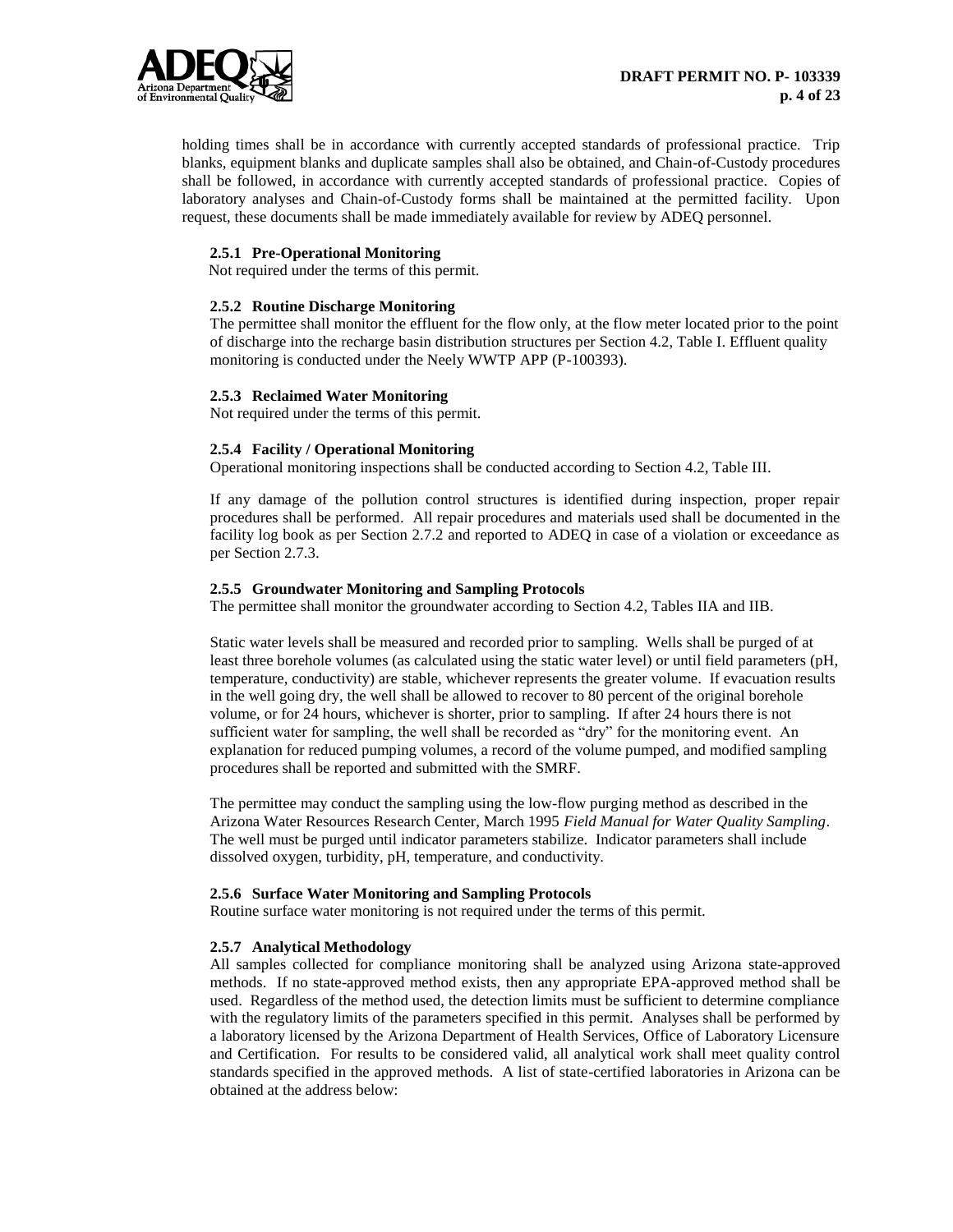holding times shall be in accordance with currently accepted standards of professional practice. Trip blanks, equipment blanks and duplicate samples shall also be obtained, and Chain-of-Custody procedures shall be followed, in accordance with currently accepted standards of professional practice. Copies of laboratory analyses and Chain-of-Custody forms shall be maintained at the permitted facility. Upon request, these documents shall be made immediately available for review by ADEQ personnel.

#### 2.5.1 Pre-Operational Monitoring

Not required under the terms of this permit.

#### 2.5.2 Routine Discharge Monitoring

The permittee shall monitor the effluent for the flow only, at the flow meter located prior to the point of discharge into the recharge basin distribution structures per Section 4.2, Table I. Effluent quality monitoring is conducted under the Neely WWTP APP (P-100393).

#### 2.5.3 Reclaimed Water Monitoring

Not required under the terms of this permit.

#### 2.5.4 Facility / Operational Monitoring

Operational monitoring inspections shall be conducted according to Section 4.2, Table III.

If any damage of the pollution control structures is identified during inspection, proper repair procedures shall be performed. All repair procedures and materials used shall be documented in the facility log book as per Section 2.7.2 and reported to ADEQ in case of a violation or exceedance as per Section 2.7.3.

#### 2.5.5 Groundwater Monitoring and Sampling Protocols

The permittee shall monitor the groundwater according to Section 4.2, Tables IIA and IIB.

Static water levels shall be measured and recorded prior to sampling. Wells shall be purged of at least three borehole volumes (as calculated using the static water level) or until field parameters (pH, temperature, conductivity) are stable, whichever represents the greater volume. If evacuation results in the well going dry, the well shall be allowed to recover to 80 percent of the original borehole volume, or for 24 hours, whichever is shorter, prior to sampling. If after 24 hours there is not sufficient water for sampling, the well shall be recorded as "dry" for the monitoring event. An explanation for reduced pumping volumes, a record of the volume pumped, and modified sampling procedures shall be reported and submitted with the SMRF.

The permittee may conduct the sampling using the low-flow purging method as described in the Arizona Water Resources Research Center, March 1995 *Field Manual for Water Quality Sampling*. The well must be purged until indicator parameters stabilize. Indicator parameters shall include dissolved oxygen, turbidity, pH, temperature, and conductivity.

#### 2.5.6 Surface Water Monitoring and Sampling Protocols

Routine surface water monitoring is not required under the terms of this permit.

#### 2.5.7 Analytical Methodology

All samples collected for compliance monitoring shall be analyzed using Arizona state-approved methods. If no state-approved method exists, then any appropriate EPA-approved method shall be used. Regardless of the method used, the detection limits must be sufficient to determine compliance with the regulatory limits of the parameters specified in this permit. Analyses shall be performed by a laboratory licensed by the Arizona Department of Health Services, Office of Laboratory Licensure and Certification. For results to be considered valid, all analytical work shall meet quality control standards specified in the approved methods. A list of state-certified laboratories in Arizona can be obtained at the address below: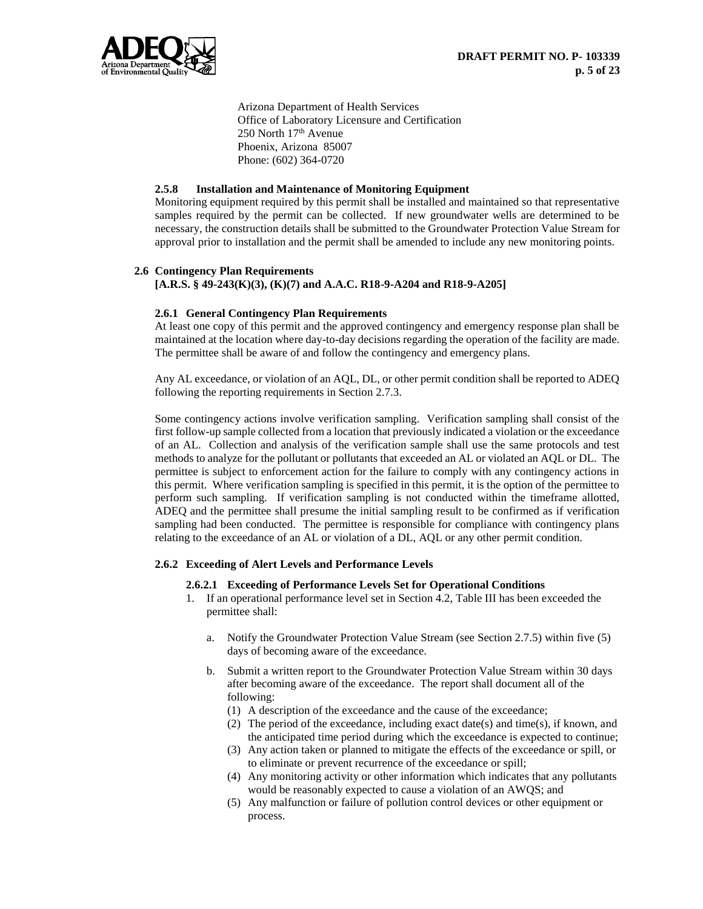Arizona Department of Health Services
Office of Laboratory Licensure and Certification
250 North 17th Avenue
Phoenix, Arizona 85007
Phone: (602) 364-0720

#### 2.5.8 Installation and Maintenance of Monitoring Equipment

Monitoring equipment required by this permit shall be installed and maintained so that representative samples required by the permit can be collected. If new groundwater wells are determined to be necessary, the construction details shall be submitted to the Groundwater Protection Value Stream for approval prior to installation and the permit shall be amended to include any new monitoring points.

### 2.6 Contingency Plan Requirements
**[A.R.S. § 49-243(K)(3), (K)(7) and A.A.C. R18-9-A204 and R18-9-A205]**

#### 2.6.1 General Contingency Plan Requirements

At least one copy of this permit and the approved contingency and emergency response plan shall be maintained at the location where day-to-day decisions regarding the operation of the facility are made. The permittee shall be aware of and follow the contingency and emergency plans.

Any AL exceedance, or violation of an AQL, DL, or other permit condition shall be reported to ADEQ following the reporting requirements in Section 2.7.3.

Some contingency actions involve verification sampling. Verification sampling shall consist of the first follow-up sample collected from a location that previously indicated a violation or the exceedance of an AL. Collection and analysis of the verification sample shall use the same protocols and test methods to analyze for the pollutant or pollutants that exceeded an AL or violated an AQL or DL. The permittee is subject to enforcement action for the failure to comply with any contingency actions in this permit. Where verification sampling is specified in this permit, it is the option of the permittee to perform such sampling. If verification sampling is not conducted within the timeframe allotted, ADEQ and the permittee shall presume the initial sampling result to be confirmed as if verification sampling had been conducted. The permittee is responsible for compliance with contingency plans relating to the exceedance of an AL or violation of a DL, AQL or any other permit condition.

#### 2.6.2 Exceeding of Alert Levels and Performance Levels

##### 2.6.2.1 Exceeding of Performance Levels Set for Operational Conditions

1. If an operational performance level set in Section 4.2, Table III has been exceeded the permittee shall:

    a. Notify the Groundwater Protection Value Stream (see Section 2.7.5) within five (5) days of becoming aware of the exceedance.

    b. Submit a written report to the Groundwater Protection Value Stream within 30 days after becoming aware of the exceedance. The report shall document all of the following:
    (1) A description of the exceedance and the cause of the exceedance;
    (2) The period of the exceedance, including exact date(s) and time(s), if known, and the anticipated time period during which the exceedance is expected to continue;
    (3) Any action taken or planned to mitigate the effects of the exceedance or spill, or to eliminate or prevent recurrence of the exceedance or spill;
    (4) Any monitoring activity or other information which indicates that any pollutants would be reasonably expected to cause a violation of an AWQS; and
    (5) Any malfunction or failure of pollution control devices or other equipment or process.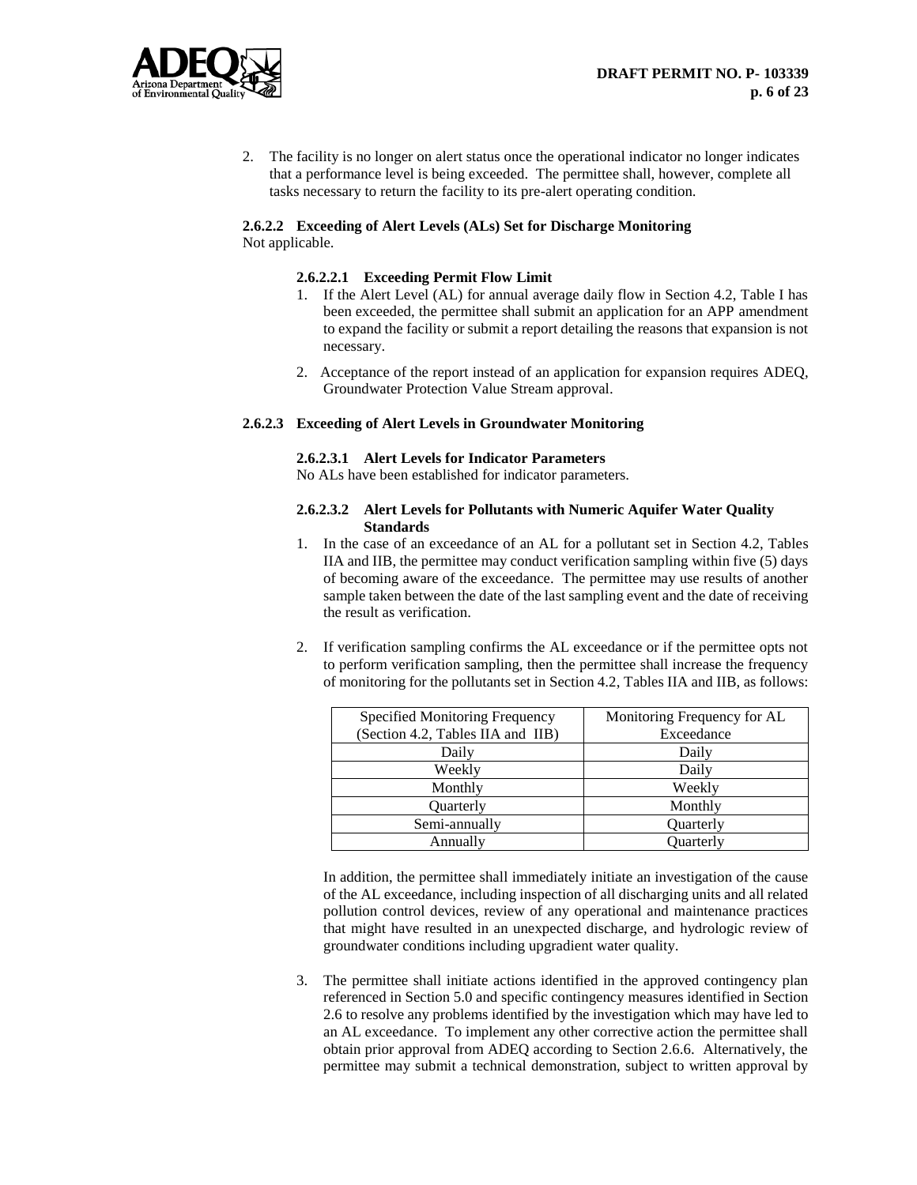2. The facility is no longer on alert status once the operational indicator no longer indicates that a performance level is being exceeded. The permittee shall, however, complete all tasks necessary to return the facility to its pre-alert operating condition.

#### 2.6.2.2 Exceeding of Alert Levels (ALs) Set for Discharge Monitoring

Not applicable.

##### 2.6.2.2.1 Exceeding Permit Flow Limit

1. If the Alert Level (AL) for annual average daily flow in Section 4.2, Table I has been exceeded, the permittee shall submit an application for an APP amendment to expand the facility or submit a report detailing the reasons that expansion is not necessary.
2. Acceptance of the report instead of an application for expansion requires ADEQ, Groundwater Protection Value Stream approval.

#### 2.6.2.3 Exceeding of Alert Levels in Groundwater Monitoring

##### 2.6.2.3.1 Alert Levels for Indicator Parameters

No ALs have been established for indicator parameters.

##### 2.6.2.3.2 Alert Levels for Pollutants with Numeric Aquifer Water Quality Standards

1. In the case of an exceedance of an AL for a pollutant set in Section 4.2, Tables IIA and IIB, the permittee may conduct verification sampling within five (5) days of becoming aware of the exceedance. The permittee may use results of another sample taken between the date of the last sampling event and the date of receiving the result as verification.

2. If verification sampling confirms the AL exceedance or if the permittee opts not to perform verification sampling, then the permittee shall increase the frequency of monitoring for the pollutants set in Section 4.2, Tables IIA and IIB, as follows:

| Specified Monitoring Frequency (Section 4.2, Tables IIA and IIB) | Monitoring Frequency for AL Exceedance |
|---|---|
| Daily | Daily |
| Weekly | Daily |
| Monthly | Weekly |
| Quarterly | Monthly |
| Semi-annually | Quarterly |
| Annually | Quarterly |

   In addition, the permittee shall immediately initiate an investigation of the cause of the AL exceedance, including inspection of all discharging units and all related pollution control devices, review of any operational and maintenance practices that might have resulted in an unexpected discharge, and hydrologic review of groundwater conditions including upgradient water quality.

3. The permittee shall initiate actions identified in the approved contingency plan referenced in Section 5.0 and specific contingency measures identified in Section 2.6 to resolve any problems identified by the investigation which may have led to an AL exceedance. To implement any other corrective action the permittee shall obtain prior approval from ADEQ according to Section 2.6.6. Alternatively, the permittee may submit a technical demonstration, subject to written approval by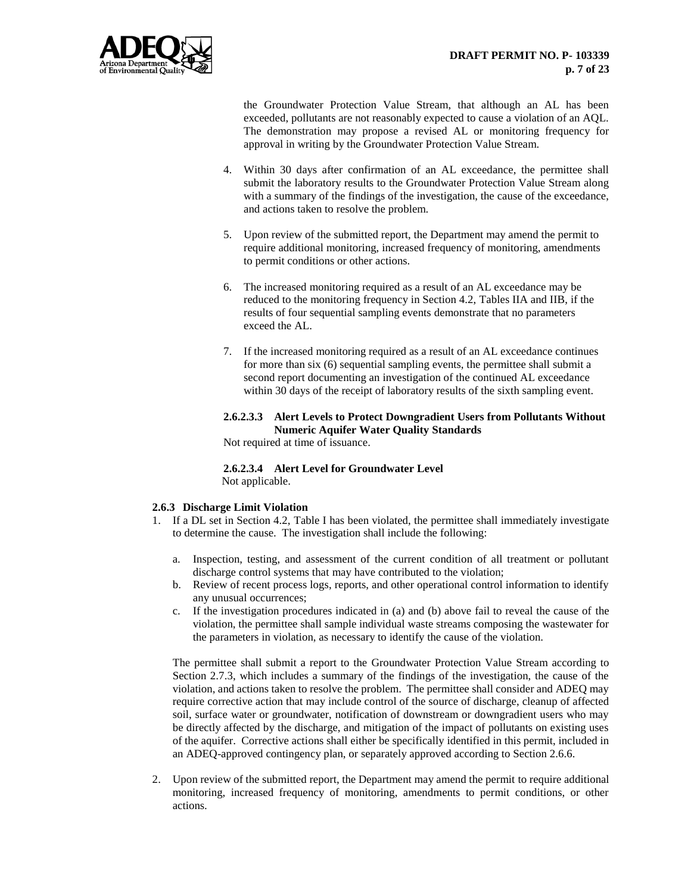the Groundwater Protection Value Stream, that although an AL has been exceeded, pollutants are not reasonably expected to cause a violation of an AQL. The demonstration may propose a revised AL or monitoring frequency for approval in writing by the Groundwater Protection Value Stream.

4. Within 30 days after confirmation of an AL exceedance, the permittee shall submit the laboratory results to the Groundwater Protection Value Stream along with a summary of the findings of the investigation, the cause of the exceedance, and actions taken to resolve the problem.

5. Upon review of the submitted report, the Department may amend the permit to require additional monitoring, increased frequency of monitoring, amendments to permit conditions or other actions.

6. The increased monitoring required as a result of an AL exceedance may be reduced to the monitoring frequency in Section 4.2, Tables IIA and IIB, if the results of four sequential sampling events demonstrate that no parameters exceed the AL.

7. If the increased monitoring required as a result of an AL exceedance continues for more than six (6) sequential sampling events, the permittee shall submit a second report documenting an investigation of the continued AL exceedance within 30 days of the receipt of laboratory results of the sixth sampling event.

#### 2.6.2.3.3 Alert Levels to Protect Downgradient Users from Pollutants Without Numeric Aquifer Water Quality Standards

Not required at time of issuance.

#### 2.6.2.3.4 Alert Level for Groundwater Level

Not applicable.

### 2.6.3 Discharge Limit Violation

1. If a DL set in Section 4.2, Table I has been violated, the permittee shall immediately investigate to determine the cause. The investigation shall include the following:

   a. Inspection, testing, and assessment of the current condition of all treatment or pollutant discharge control systems that may have contributed to the violation;
   b. Review of recent process logs, reports, and other operational control information to identify any unusual occurrences;
   c. If the investigation procedures indicated in (a) and (b) above fail to reveal the cause of the violation, the permittee shall sample individual waste streams composing the wastewater for the parameters in violation, as necessary to identify the cause of the violation.

   The permittee shall submit a report to the Groundwater Protection Value Stream according to Section 2.7.3, which includes a summary of the findings of the investigation, the cause of the violation, and actions taken to resolve the problem. The permittee shall consider and ADEQ may require corrective action that may include control of the source of discharge, cleanup of affected soil, surface water or groundwater, notification of downstream or downgradient users who may be directly affected by the discharge, and mitigation of the impact of pollutants on existing uses of the aquifer. Corrective actions shall either be specifically identified in this permit, included in an ADEQ-approved contingency plan, or separately approved according to Section 2.6.6.

2. Upon review of the submitted report, the Department may amend the permit to require additional monitoring, increased frequency of monitoring, amendments to permit conditions, or other actions.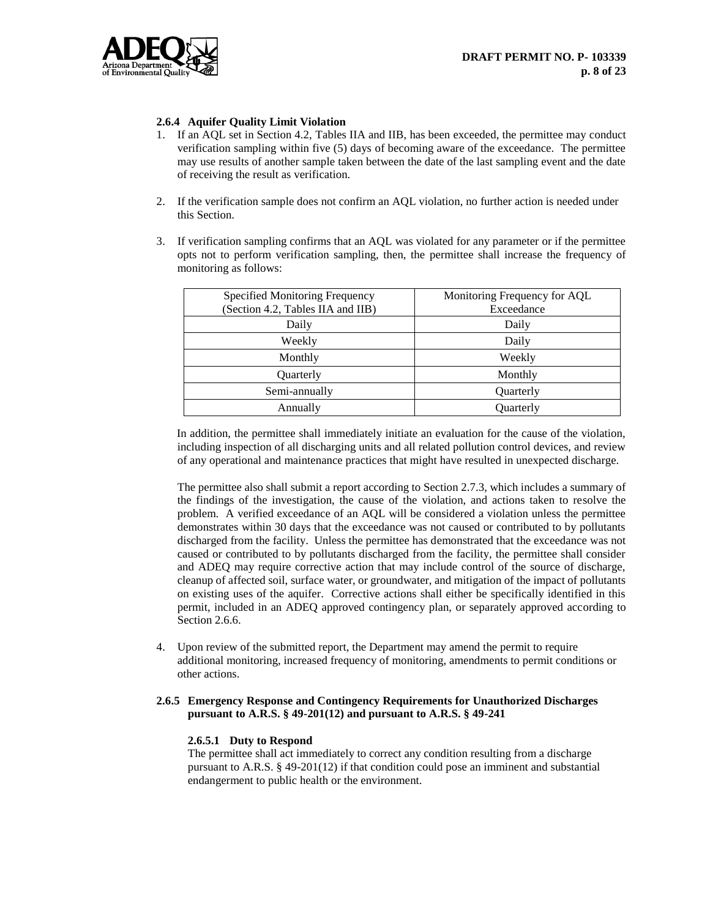### 2.6.4 Aquifer Quality Limit Violation

1. If an AQL set in Section 4.2, Tables IIA and IIB, has been exceeded, the permittee may conduct verification sampling within five (5) days of becoming aware of the exceedance. The permittee may use results of another sample taken between the date of the last sampling event and the date of receiving the result as verification.

2. If the verification sample does not confirm an AQL violation, no further action is needed under this Section.

3. If verification sampling confirms that an AQL was violated for any parameter or if the permittee opts not to perform verification sampling, then, the permittee shall increase the frequency of monitoring as follows:

| Specified Monitoring Frequency (Section 4.2, Tables IIA and IIB) | Monitoring Frequency for AQL Exceedance |
|---|---|
| Daily | Daily |
| Weekly | Daily |
| Monthly | Weekly |
| Quarterly | Monthly |
| Semi-annually | Quarterly |
| Annually | Quarterly |

   In addition, the permittee shall immediately initiate an evaluation for the cause of the violation, including inspection of all discharging units and all related pollution control devices, and review of any operational and maintenance practices that might have resulted in unexpected discharge.

   The permittee also shall submit a report according to Section 2.7.3, which includes a summary of the findings of the investigation, the cause of the violation, and actions taken to resolve the problem. A verified exceedance of an AQL will be considered a violation unless the permittee demonstrates within 30 days that the exceedance was not caused or contributed to by pollutants discharged from the facility. Unless the permittee has demonstrated that the exceedance was not caused or contributed to by pollutants discharged from the facility, the permittee shall consider and ADEQ may require corrective action that may include control of the source of discharge, cleanup of affected soil, surface water, or groundwater, and mitigation of the impact of pollutants on existing uses of the aquifer. Corrective actions shall either be specifically identified in this permit, included in an ADEQ approved contingency plan, or separately approved according to Section 2.6.6.

4. Upon review of the submitted report, the Department may amend the permit to require additional monitoring, increased frequency of monitoring, amendments to permit conditions or other actions.

### 2.6.5 Emergency Response and Contingency Requirements for Unauthorized Discharges pursuant to A.R.S. § 49-201(12) and pursuant to A.R.S. § 49-241

#### 2.6.5.1 Duty to Respond

The permittee shall act immediately to correct any condition resulting from a discharge pursuant to A.R.S. § 49-201(12) if that condition could pose an imminent and substantial endangerment to public health or the environment.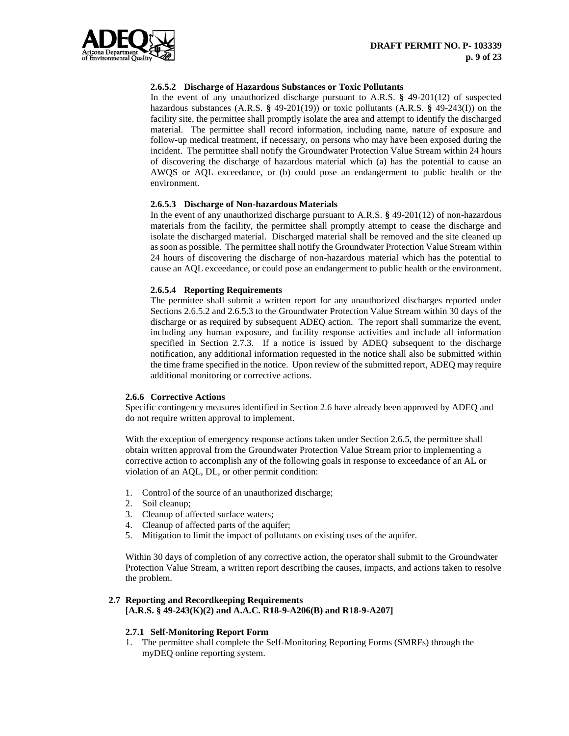#### 2.6.5.2 Discharge of Hazardous Substances or Toxic Pollutants

In the event of any unauthorized discharge pursuant to A.R.S. § 49-201(12) of suspected hazardous substances (A.R.S. § 49-201(19)) or toxic pollutants (A.R.S. § 49-243(I)) on the facility site, the permittee shall promptly isolate the area and attempt to identify the discharged material. The permittee shall record information, including name, nature of exposure and follow-up medical treatment, if necessary, on persons who may have been exposed during the incident. The permittee shall notify the Groundwater Protection Value Stream within 24 hours of discovering the discharge of hazardous material which (a) has the potential to cause an AWQS or AQL exceedance, or (b) could pose an endangerment to public health or the environment.

#### 2.6.5.3 Discharge of Non-hazardous Materials

In the event of any unauthorized discharge pursuant to A.R.S. § 49-201(12) of non-hazardous materials from the facility, the permittee shall promptly attempt to cease the discharge and isolate the discharged material. Discharged material shall be removed and the site cleaned up as soon as possible. The permittee shall notify the Groundwater Protection Value Stream within 24 hours of discovering the discharge of non-hazardous material which has the potential to cause an AQL exceedance, or could pose an endangerment to public health or the environment.

#### 2.6.5.4 Reporting Requirements

The permittee shall submit a written report for any unauthorized discharges reported under Sections 2.6.5.2 and 2.6.5.3 to the Groundwater Protection Value Stream within 30 days of the discharge or as required by subsequent ADEQ action. The report shall summarize the event, including any human exposure, and facility response activities and include all information specified in Section 2.7.3. If a notice is issued by ADEQ subsequent to the discharge notification, any additional information requested in the notice shall also be submitted within the time frame specified in the notice. Upon review of the submitted report, ADEQ may require additional monitoring or corrective actions.

### 2.6.6 Corrective Actions

Specific contingency measures identified in Section 2.6 have already been approved by ADEQ and do not require written approval to implement.

With the exception of emergency response actions taken under Section 2.6.5, the permittee shall obtain written approval from the Groundwater Protection Value Stream prior to implementing a corrective action to accomplish any of the following goals in response to exceedance of an AL or violation of an AQL, DL, or other permit condition:

1. Control of the source of an unauthorized discharge;
2. Soil cleanup;
3. Cleanup of affected surface waters;
4. Cleanup of affected parts of the aquifer;
5. Mitigation to limit the impact of pollutants on existing uses of the aquifer.

Within 30 days of completion of any corrective action, the operator shall submit to the Groundwater Protection Value Stream, a written report describing the causes, impacts, and actions taken to resolve the problem.

## 2.7 Reporting and Recordkeeping Requirements
**[A.R.S. § 49-243(K)(2) and A.A.C. R18-9-A206(B) and R18-9-A207]**

### 2.7.1 Self-Monitoring Report Form

1. The permittee shall complete the Self-Monitoring Reporting Forms (SMRFs) through the myDEQ online reporting system.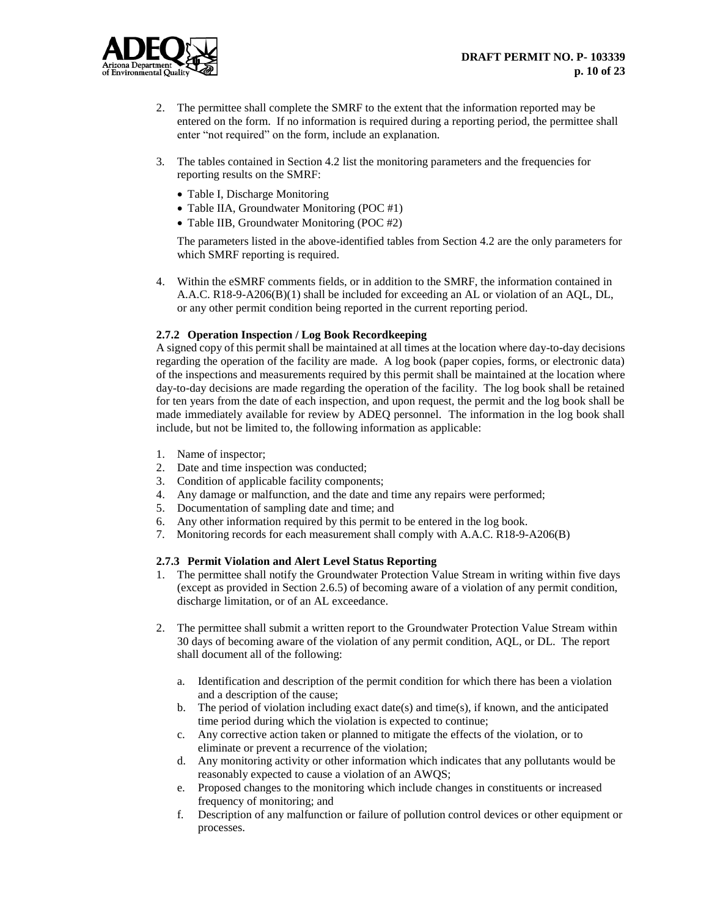2. The permittee shall complete the SMRF to the extent that the information reported may be entered on the form. If no information is required during a reporting period, the permittee shall enter "not required" on the form, include an explanation.

3. The tables contained in Section 4.2 list the monitoring parameters and the frequencies for reporting results on the SMRF:
   - Table I, Discharge Monitoring
   - Table IIA, Groundwater Monitoring (POC #1)
   - Table IIB, Groundwater Monitoring (POC #2)

   The parameters listed in the above-identified tables from Section 4.2 are the only parameters for which SMRF reporting is required.

4. Within the eSMRF comments fields, or in addition to the SMRF, the information contained in A.A.C. R18-9-A206(B)(1) shall be included for exceeding an AL or violation of an AQL, DL, or any other permit condition being reported in the current reporting period.

### 2.7.2 Operation Inspection / Log Book Recordkeeping

A signed copy of this permit shall be maintained at all times at the location where day-to-day decisions regarding the operation of the facility are made. A log book (paper copies, forms, or electronic data) of the inspections and measurements required by this permit shall be maintained at the location where day-to-day decisions are made regarding the operation of the facility. The log book shall be retained for ten years from the date of each inspection, and upon request, the permit and the log book shall be made immediately available for review by ADEQ personnel. The information in the log book shall include, but not be limited to, the following information as applicable:

1. Name of inspector;
2. Date and time inspection was conducted;
3. Condition of applicable facility components;
4. Any damage or malfunction, and the date and time any repairs were performed;
5. Documentation of sampling date and time; and
6. Any other information required by this permit to be entered in the log book.
7. Monitoring records for each measurement shall comply with A.A.C. R18-9-A206(B)

### 2.7.3 Permit Violation and Alert Level Status Reporting

1. The permittee shall notify the Groundwater Protection Value Stream in writing within five days (except as provided in Section 2.6.5) of becoming aware of a violation of any permit condition, discharge limitation, or of an AL exceedance.

2. The permittee shall submit a written report to the Groundwater Protection Value Stream within 30 days of becoming aware of the violation of any permit condition, AQL, or DL. The report shall document all of the following:

   a. Identification and description of the permit condition for which there has been a violation and a description of the cause;
   b. The period of violation including exact date(s) and time(s), if known, and the anticipated time period during which the violation is expected to continue;
   c. Any corrective action taken or planned to mitigate the effects of the violation, or to eliminate or prevent a recurrence of the violation;
   d. Any monitoring activity or other information which indicates that any pollutants would be reasonably expected to cause a violation of an AWQS;
   e. Proposed changes to the monitoring which include changes in constituents or increased frequency of monitoring; and
   f. Description of any malfunction or failure of pollution control devices or other equipment or processes.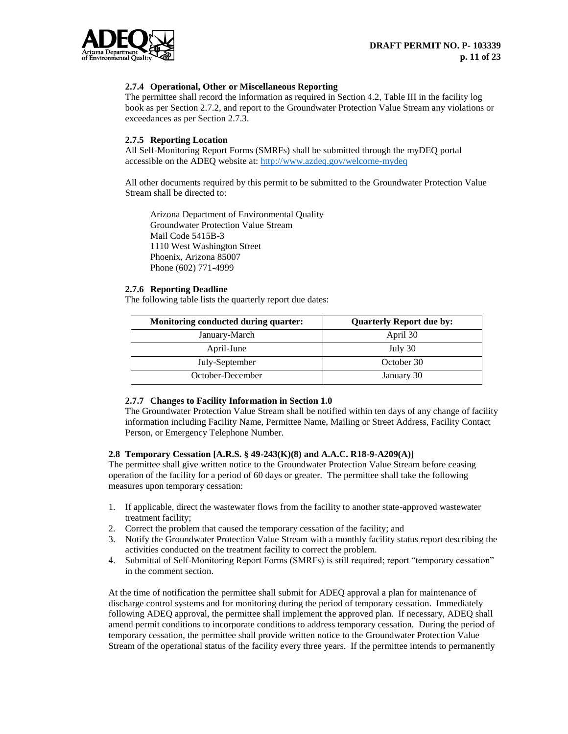#### 2.7.4 Operational, Other or Miscellaneous Reporting

The permittee shall record the information as required in Section 4.2, Table III in the facility log book as per Section 2.7.2, and report to the Groundwater Protection Value Stream any violations or exceedances as per Section 2.7.3.

#### 2.7.5 Reporting Location

All Self-Monitoring Report Forms (SMRFs) shall be submitted through the myDEQ portal accessible on the ADEQ website at: http://www.azdeq.gov/welcome-mydeq

All other documents required by this permit to be submitted to the Groundwater Protection Value Stream shall be directed to:

Arizona Department of Environmental Quality
Groundwater Protection Value Stream
Mail Code 5415B-3
1110 West Washington Street
Phoenix, Arizona 85007
Phone (602) 771-4999

#### 2.7.6 Reporting Deadline

The following table lists the quarterly report due dates:

| Monitoring conducted during quarter: | Quarterly Report due by: |
|---|---|
| January-March | April 30 |
| April-June | July 30 |
| July-September | October 30 |
| October-December | January 30 |

#### 2.7.7 Changes to Facility Information in Section 1.0

The Groundwater Protection Value Stream shall be notified within ten days of any change of facility information including Facility Name, Permittee Name, Mailing or Street Address, Facility Contact Person, or Emergency Telephone Number.

### 2.8 Temporary Cessation [A.R.S. § 49-243(K)(8) and A.A.C. R18-9-A209(A)]

The permittee shall give written notice to the Groundwater Protection Value Stream before ceasing operation of the facility for a period of 60 days or greater. The permittee shall take the following measures upon temporary cessation:

1. If applicable, direct the wastewater flows from the facility to another state-approved wastewater treatment facility;
2. Correct the problem that caused the temporary cessation of the facility; and
3. Notify the Groundwater Protection Value Stream with a monthly facility status report describing the activities conducted on the treatment facility to correct the problem.
4. Submittal of Self-Monitoring Report Forms (SMRFs) is still required; report "temporary cessation" in the comment section.

At the time of notification the permittee shall submit for ADEQ approval a plan for maintenance of discharge control systems and for monitoring during the period of temporary cessation. Immediately following ADEQ approval, the permittee shall implement the approved plan. If necessary, ADEQ shall amend permit conditions to incorporate conditions to address temporary cessation. During the period of temporary cessation, the permittee shall provide written notice to the Groundwater Protection Value Stream of the operational status of the facility every three years. If the permittee intends to permanently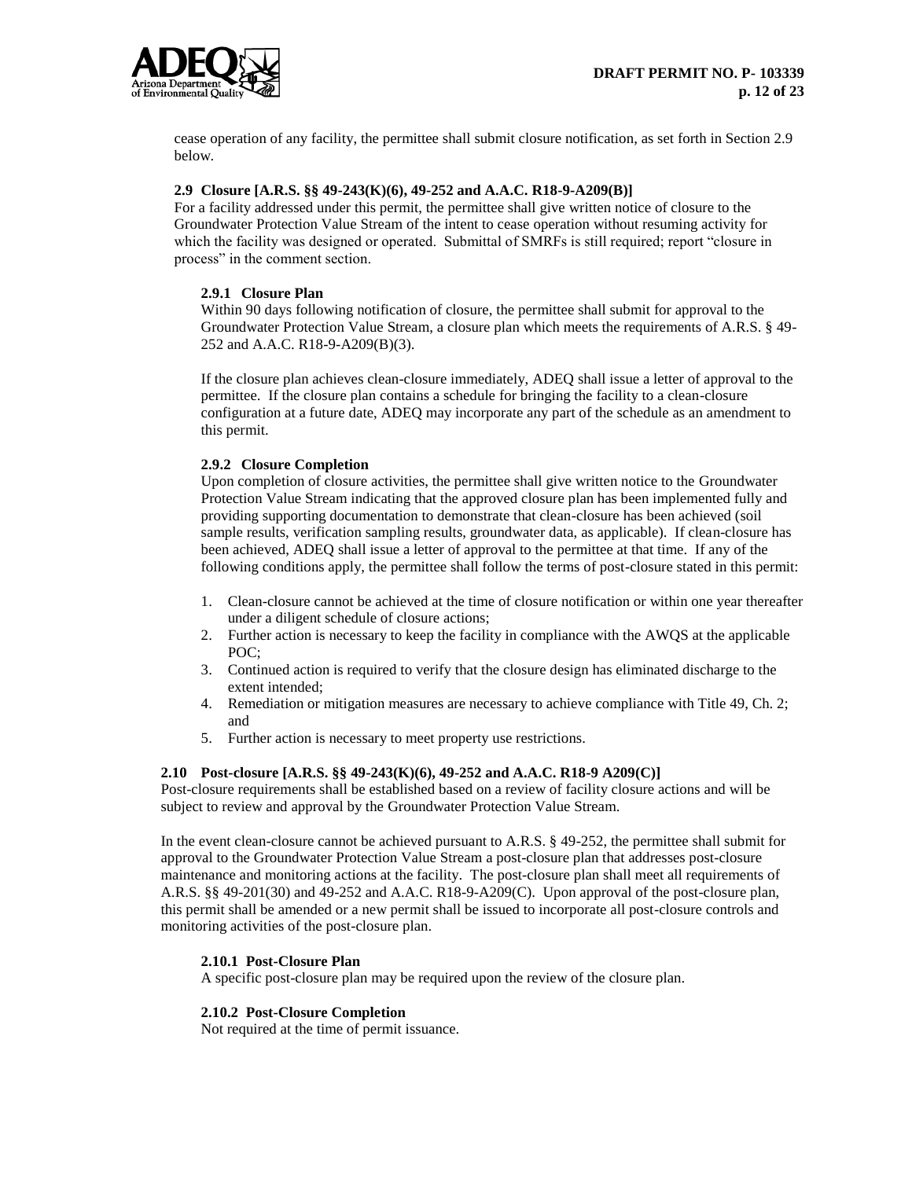cease operation of any facility, the permittee shall submit closure notification, as set forth in Section 2.9 below.

### 2.9 Closure [A.R.S. §§ 49-243(K)(6), 49-252 and A.A.C. R18-9-A209(B)]

For a facility addressed under this permit, the permittee shall give written notice of closure to the Groundwater Protection Value Stream of the intent to cease operation without resuming activity for which the facility was designed or operated. Submittal of SMRFs is still required; report "closure in process" in the comment section.

#### 2.9.1 Closure Plan

Within 90 days following notification of closure, the permittee shall submit for approval to the Groundwater Protection Value Stream, a closure plan which meets the requirements of A.R.S. § 49-252 and A.A.C. R18-9-A209(B)(3).

If the closure plan achieves clean-closure immediately, ADEQ shall issue a letter of approval to the permittee. If the closure plan contains a schedule for bringing the facility to a clean-closure configuration at a future date, ADEQ may incorporate any part of the schedule as an amendment to this permit.

#### 2.9.2 Closure Completion

Upon completion of closure activities, the permittee shall give written notice to the Groundwater Protection Value Stream indicating that the approved closure plan has been implemented fully and providing supporting documentation to demonstrate that clean-closure has been achieved (soil sample results, verification sampling results, groundwater data, as applicable). If clean-closure has been achieved, ADEQ shall issue a letter of approval to the permittee at that time. If any of the following conditions apply, the permittee shall follow the terms of post-closure stated in this permit:

1. Clean-closure cannot be achieved at the time of closure notification or within one year thereafter under a diligent schedule of closure actions;
2. Further action is necessary to keep the facility in compliance with the AWQS at the applicable POC;
3. Continued action is required to verify that the closure design has eliminated discharge to the extent intended;
4. Remediation or mitigation measures are necessary to achieve compliance with Title 49, Ch. 2; and
5. Further action is necessary to meet property use restrictions.

### 2.10 Post-closure [A.R.S. §§ 49-243(K)(6), 49-252 and A.A.C. R18-9 A209(C)]

Post-closure requirements shall be established based on a review of facility closure actions and will be subject to review and approval by the Groundwater Protection Value Stream.

In the event clean-closure cannot be achieved pursuant to A.R.S. § 49-252, the permittee shall submit for approval to the Groundwater Protection Value Stream a post-closure plan that addresses post-closure maintenance and monitoring actions at the facility. The post-closure plan shall meet all requirements of A.R.S. §§ 49-201(30) and 49-252 and A.A.C. R18-9-A209(C). Upon approval of the post-closure plan, this permit shall be amended or a new permit shall be issued to incorporate all post-closure controls and monitoring activities of the post-closure plan.

#### 2.10.1 Post-Closure Plan

A specific post-closure plan may be required upon the review of the closure plan.

#### 2.10.2 Post-Closure Completion

Not required at the time of permit issuance.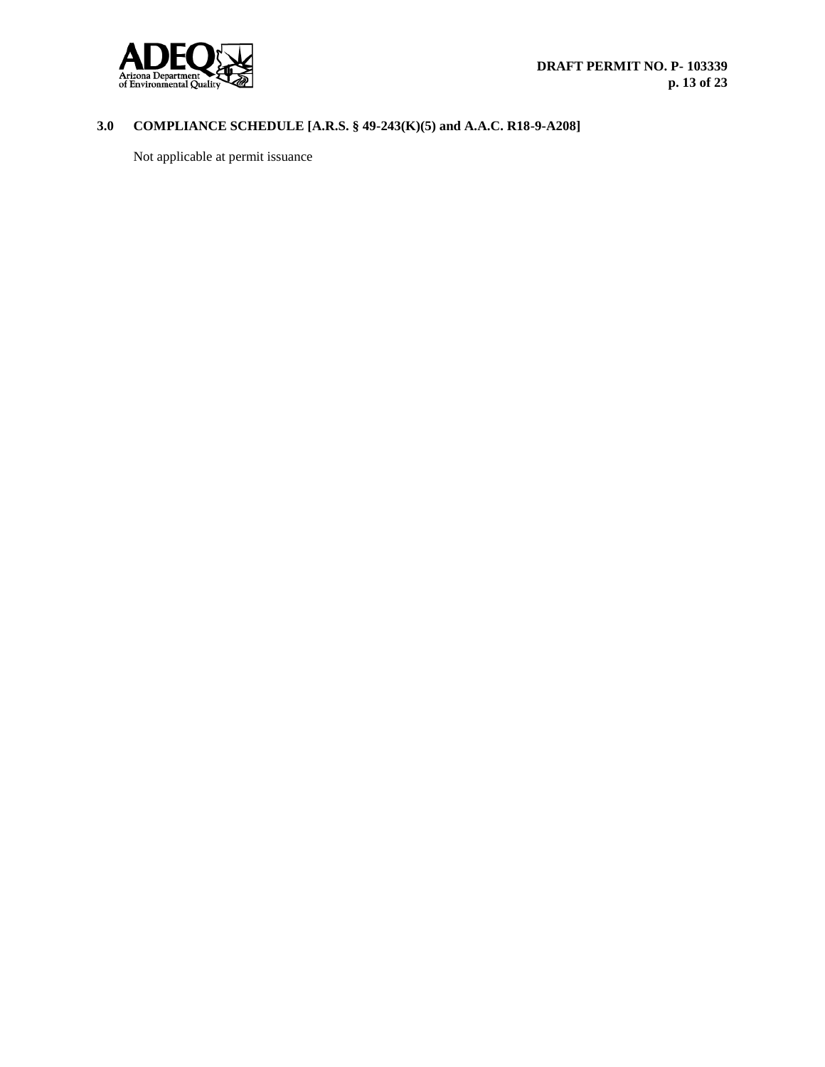## 3.0 COMPLIANCE SCHEDULE [A.R.S. § 49-243(K)(5) and A.A.C. R18-9-A208]

Not applicable at permit issuance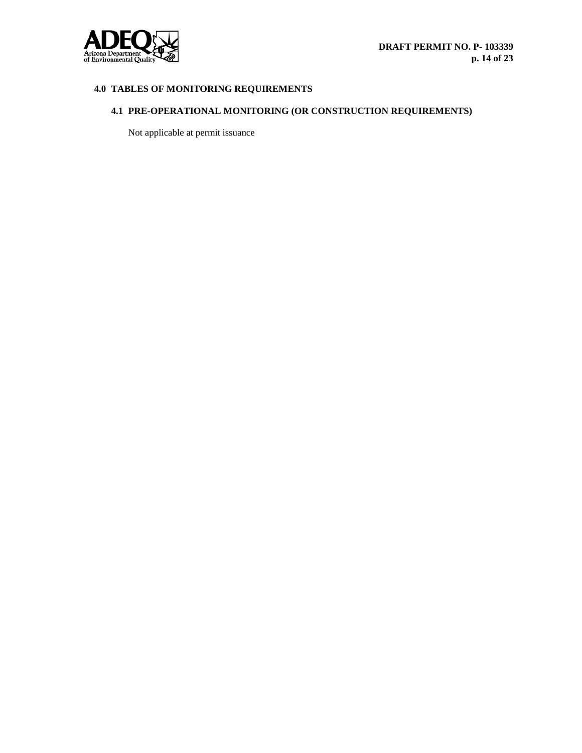## 4.0 TABLES OF MONITORING REQUIREMENTS

### 4.1 PRE-OPERATIONAL MONITORING (OR CONSTRUCTION REQUIREMENTS)

Not applicable at permit issuance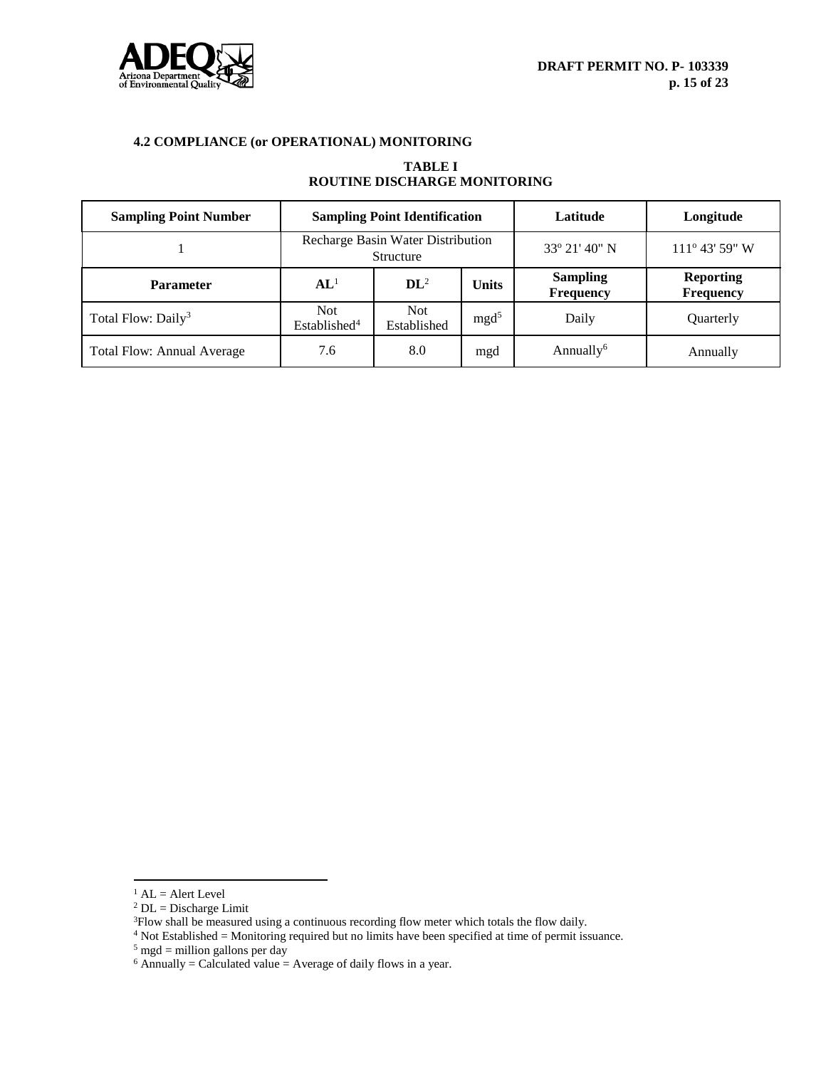### 4.2 COMPLIANCE (or OPERATIONAL) MONITORING

**TABLE I**
**ROUTINE DISCHARGE MONITORING**

| Sampling Point Number | Sampling Point Identification | | | Latitude | Longitude |
|---|---|---|---|---|---|
| 1 | Recharge Basin Water Distribution Structure | | | 33º 21' 40" N | 111º 43' 59" W |
| **Parameter** | **AL**[1] | **DL**[2] | **Units** | **Sampling Frequency** | **Reporting Frequency** |
| Total Flow: Daily[3] | Not Established[4] | Not Established | mgd[5] | Daily | Quarterly |
| Total Flow: Annual Average | 7.6 | 8.0 | mgd | Annually[6] | Annually |

[1] AL = Alert Level
[2] DL = Discharge Limit
[3] Flow shall be measured using a continuous recording flow meter which totals the flow daily.
[4] Not Established = Monitoring required but no limits have been specified at time of permit issuance.
[5] mgd = million gallons per day
[6] Annually = Calculated value = Average of daily flows in a year.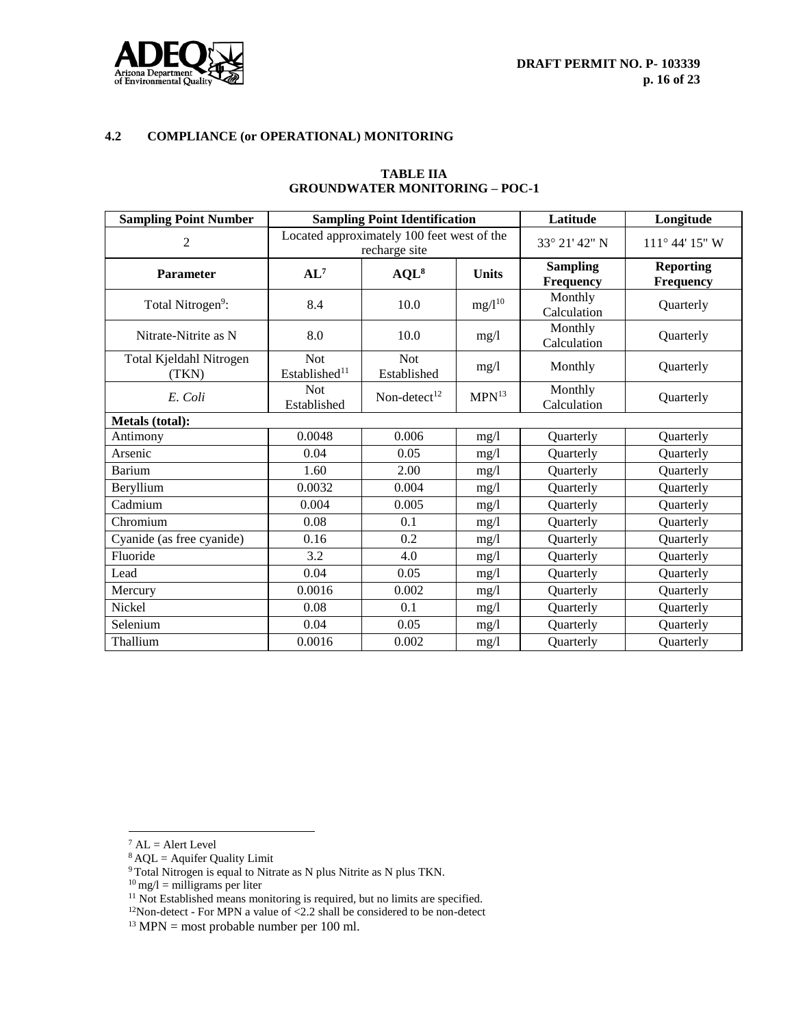### 4.2 COMPLIANCE (or OPERATIONAL) MONITORING

**TABLE IIA**
**GROUNDWATER MONITORING – POC-1**

| Sampling Point Number | Sampling Point Identification | | | Latitude | Longitude |
|---|---|---|---|---|---|
| 2 | Located approximately 100 feet west of the recharge site | | | 33° 21' 42" N | 111° 44' 15" W |
| **Parameter** | **AL**[7] | **AQL**[8] | **Units** | **Sampling Frequency** | **Reporting Frequency** |
| Total Nitrogen[9]: | 8.4 | 10.0 | mg/l[10] | Monthly Calculation | Quarterly |
| Nitrate-Nitrite as N | 8.0 | 10.0 | mg/l | Monthly Calculation | Quarterly |
| Total Kjeldahl Nitrogen (TKN) | Not Established[11] | Not Established | mg/l | Monthly | Quarterly |
| *E. Coli* | Not Established | Non-detect[12] | MPN[13] | Monthly Calculation | Quarterly |
| **Metals (total):** | | | | | |
| Antimony | 0.0048 | 0.006 | mg/l | Quarterly | Quarterly |
| Arsenic | 0.04 | 0.05 | mg/l | Quarterly | Quarterly |
| Barium | 1.60 | 2.00 | mg/l | Quarterly | Quarterly |
| Beryllium | 0.0032 | 0.004 | mg/l | Quarterly | Quarterly |
| Cadmium | 0.004 | 0.005 | mg/l | Quarterly | Quarterly |
| Chromium | 0.08 | 0.1 | mg/l | Quarterly | Quarterly |
| Cyanide (as free cyanide) | 0.16 | 0.2 | mg/l | Quarterly | Quarterly |
| Fluoride | 3.2 | 4.0 | mg/l | Quarterly | Quarterly |
| Lead | 0.04 | 0.05 | mg/l | Quarterly | Quarterly |
| Mercury | 0.0016 | 0.002 | mg/l | Quarterly | Quarterly |
| Nickel | 0.08 | 0.1 | mg/l | Quarterly | Quarterly |
| Selenium | 0.04 | 0.05 | mg/l | Quarterly | Quarterly |
| Thallium | 0.0016 | 0.002 | mg/l | Quarterly | Quarterly |

[7] AL = Alert Level
[8] AQL = Aquifer Quality Limit
[9] Total Nitrogen is equal to Nitrate as N plus Nitrite as N plus TKN.
[10] mg/l = milligrams per liter
[11] Not Established means monitoring is required, but no limits are specified.
[12] Non-detect - For MPN a value of <2.2 shall be considered to be non-detect
[13] MPN = most probable number per 100 ml.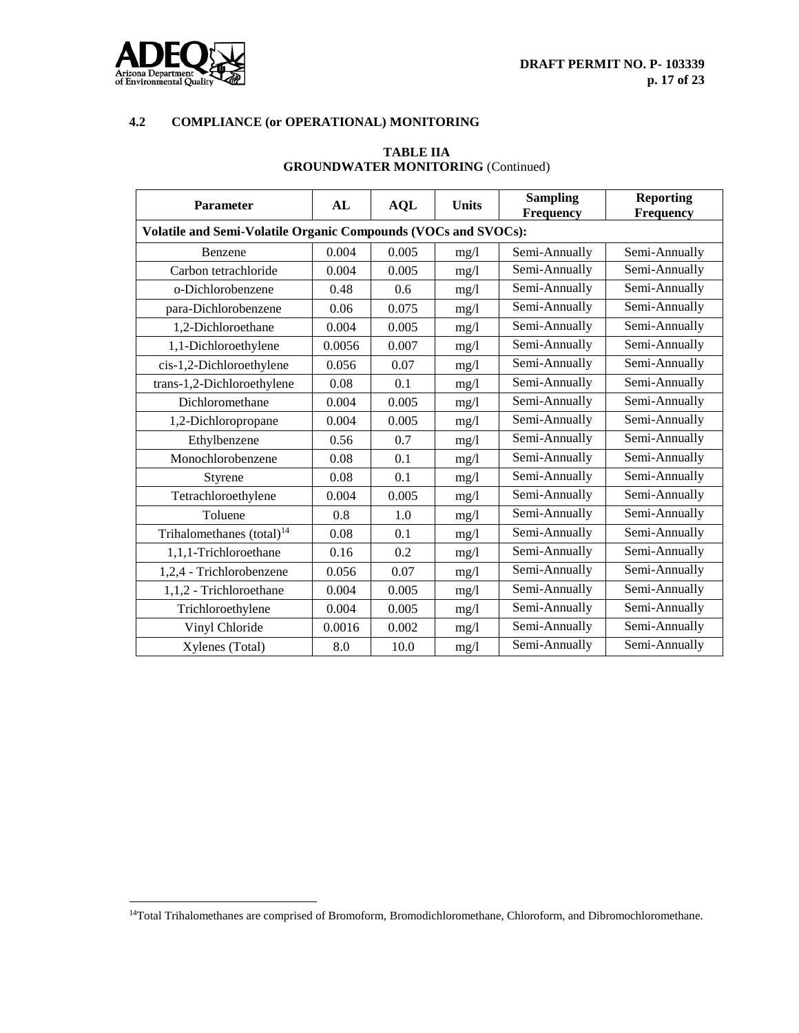## 4.2 COMPLIANCE (or OPERATIONAL) MONITORING

**TABLE IIA**
**GROUNDWATER MONITORING** (Continued)

| Parameter | AL | AQL | Units | Sampling Frequency | Reporting Frequency |
|---|---|---|---|---|---|
| **Volatile and Semi-Volatile Organic Compounds (VOCs and SVOCs):** | | | | | |
| Benzene | 0.004 | 0.005 | mg/l | Semi-Annually | Semi-Annually |
| Carbon tetrachloride | 0.004 | 0.005 | mg/l | Semi-Annually | Semi-Annually |
| o-Dichlorobenzene | 0.48 | 0.6 | mg/l | Semi-Annually | Semi-Annually |
| para-Dichlorobenzene | 0.06 | 0.075 | mg/l | Semi-Annually | Semi-Annually |
| 1,2-Dichloroethane | 0.004 | 0.005 | mg/l | Semi-Annually | Semi-Annually |
| 1,1-Dichloroethylene | 0.0056 | 0.007 | mg/l | Semi-Annually | Semi-Annually |
| cis-1,2-Dichloroethylene | 0.056 | 0.07 | mg/l | Semi-Annually | Semi-Annually |
| trans-1,2-Dichloroethylene | 0.08 | 0.1 | mg/l | Semi-Annually | Semi-Annually |
| Dichloromethane | 0.004 | 0.005 | mg/l | Semi-Annually | Semi-Annually |
| 1,2-Dichloropropane | 0.004 | 0.005 | mg/l | Semi-Annually | Semi-Annually |
| Ethylbenzene | 0.56 | 0.7 | mg/l | Semi-Annually | Semi-Annually |
| Monochlorobenzene | 0.08 | 0.1 | mg/l | Semi-Annually | Semi-Annually |
| Styrene | 0.08 | 0.1 | mg/l | Semi-Annually | Semi-Annually |
| Tetrachloroethylene | 0.004 | 0.005 | mg/l | Semi-Annually | Semi-Annually |
| Toluene | 0.8 | 1.0 | mg/l | Semi-Annually | Semi-Annually |
| Trihalomethanes (total)[14] | 0.08 | 0.1 | mg/l | Semi-Annually | Semi-Annually |
| 1,1,1-Trichloroethane | 0.16 | 0.2 | mg/l | Semi-Annually | Semi-Annually |
| 1,2,4 - Trichlorobenzene | 0.056 | 0.07 | mg/l | Semi-Annually | Semi-Annually |
| 1,1,2 - Trichloroethane | 0.004 | 0.005 | mg/l | Semi-Annually | Semi-Annually |
| Trichloroethylene | 0.004 | 0.005 | mg/l | Semi-Annually | Semi-Annually |
| Vinyl Chloride | 0.0016 | 0.002 | mg/l | Semi-Annually | Semi-Annually |
| Xylenes (Total) | 8.0 | 10.0 | mg/l | Semi-Annually | Semi-Annually |

[14] Total Trihalomethanes are comprised of Bromoform, Bromodichloromethane, Chloroform, and Dibromochloromethane.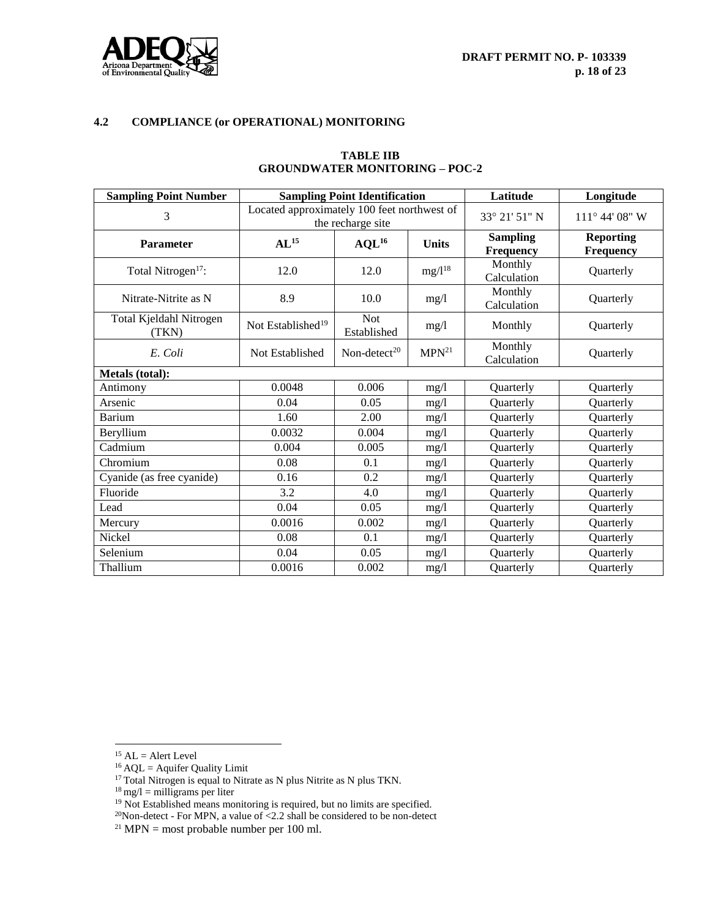### 4.2 COMPLIANCE (or OPERATIONAL) MONITORING

**TABLE IIB**
**GROUNDWATER MONITORING – POC-2**

| Sampling Point Number | Sampling Point Identification | | | Latitude | Longitude |
|---|---|---|---|---|---|
| 3 | Located approximately 100 feet northwest of the recharge site | | | 33° 21' 51" N | 111° 44' 08" W |
| **Parameter** | **AL[15]** | **AQL[16]** | **Units** | **Sampling Frequency** | **Reporting Frequency** |
| Total Nitrogen[17]: | 12.0 | 12.0 | mg/l[18] | Monthly Calculation | Quarterly |
| Nitrate-Nitrite as N | 8.9 | 10.0 | mg/l | Monthly Calculation | Quarterly |
| Total Kjeldahl Nitrogen (TKN) | Not Established[19] | Not Established | mg/l | Monthly | Quarterly |
| *E. Coli* | Not Established | Non-detect[20] | MPN[21] | Monthly Calculation | Quarterly |
| **Metals (total):** | | | | | |
| Antimony | 0.0048 | 0.006 | mg/l | Quarterly | Quarterly |
| Arsenic | 0.04 | 0.05 | mg/l | Quarterly | Quarterly |
| Barium | 1.60 | 2.00 | mg/l | Quarterly | Quarterly |
| Beryllium | 0.0032 | 0.004 | mg/l | Quarterly | Quarterly |
| Cadmium | 0.004 | 0.005 | mg/l | Quarterly | Quarterly |
| Chromium | 0.08 | 0.1 | mg/l | Quarterly | Quarterly |
| Cyanide (as free cyanide) | 0.16 | 0.2 | mg/l | Quarterly | Quarterly |
| Fluoride | 3.2 | 4.0 | mg/l | Quarterly | Quarterly |
| Lead | 0.04 | 0.05 | mg/l | Quarterly | Quarterly |
| Mercury | 0.0016 | 0.002 | mg/l | Quarterly | Quarterly |
| Nickel | 0.08 | 0.1 | mg/l | Quarterly | Quarterly |
| Selenium | 0.04 | 0.05 | mg/l | Quarterly | Quarterly |
| Thallium | 0.0016 | 0.002 | mg/l | Quarterly | Quarterly |

[15] AL = Alert Level
[16] AQL = Aquifer Quality Limit
[17] Total Nitrogen is equal to Nitrate as N plus Nitrite as N plus TKN.
[18] mg/l = milligrams per liter
[19] Not Established means monitoring is required, but no limits are specified.
[20] Non-detect - For MPN, a value of <2.2 shall be considered to be non-detect
[21] MPN = most probable number per 100 ml.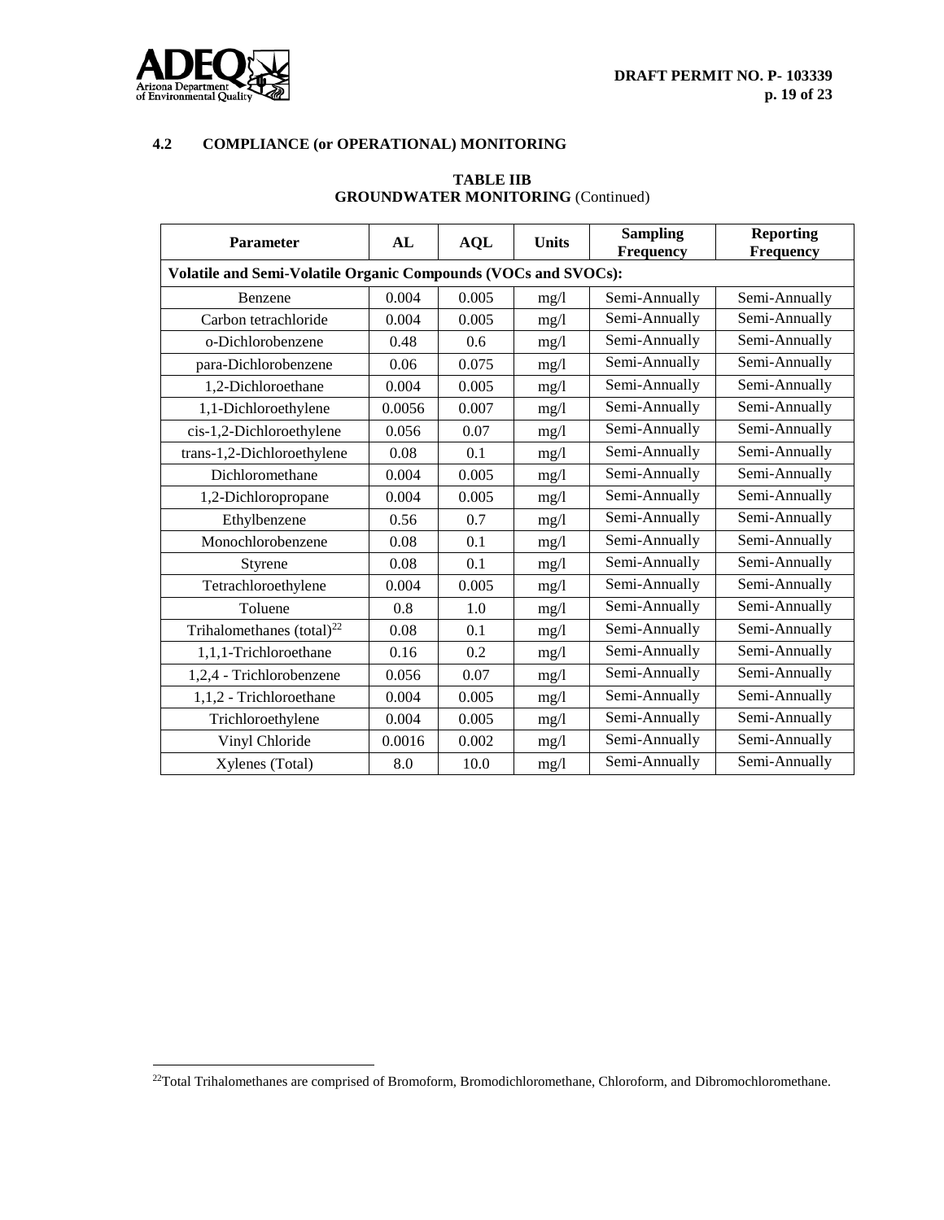## 4.2 COMPLIANCE (or OPERATIONAL) MONITORING

**TABLE IIB**
**GROUNDWATER MONITORING** (Continued)

| Parameter | AL | AQL | Units | Sampling Frequency | Reporting Frequency |
|---|---|---|---|---|---|
| **Volatile and Semi-Volatile Organic Compounds (VOCs and SVOCs):** | | | | | |
| Benzene | 0.004 | 0.005 | mg/l | Semi-Annually | Semi-Annually |
| Carbon tetrachloride | 0.004 | 0.005 | mg/l | Semi-Annually | Semi-Annually |
| o-Dichlorobenzene | 0.48 | 0.6 | mg/l | Semi-Annually | Semi-Annually |
| para-Dichlorobenzene | 0.06 | 0.075 | mg/l | Semi-Annually | Semi-Annually |
| 1,2-Dichloroethane | 0.004 | 0.005 | mg/l | Semi-Annually | Semi-Annually |
| 1,1-Dichloroethylene | 0.0056 | 0.007 | mg/l | Semi-Annually | Semi-Annually |
| cis-1,2-Dichloroethylene | 0.056 | 0.07 | mg/l | Semi-Annually | Semi-Annually |
| trans-1,2-Dichloroethylene | 0.08 | 0.1 | mg/l | Semi-Annually | Semi-Annually |
| Dichloromethane | 0.004 | 0.005 | mg/l | Semi-Annually | Semi-Annually |
| 1,2-Dichloropropane | 0.004 | 0.005 | mg/l | Semi-Annually | Semi-Annually |
| Ethylbenzene | 0.56 | 0.7 | mg/l | Semi-Annually | Semi-Annually |
| Monochlorobenzene | 0.08 | 0.1 | mg/l | Semi-Annually | Semi-Annually |
| Styrene | 0.08 | 0.1 | mg/l | Semi-Annually | Semi-Annually |
| Tetrachloroethylene | 0.004 | 0.005 | mg/l | Semi-Annually | Semi-Annually |
| Toluene | 0.8 | 1.0 | mg/l | Semi-Annually | Semi-Annually |
| Trihalomethanes (total)[22] | 0.08 | 0.1 | mg/l | Semi-Annually | Semi-Annually |
| 1,1,1-Trichloroethane | 0.16 | 0.2 | mg/l | Semi-Annually | Semi-Annually |
| 1,2,4 - Trichlorobenzene | 0.056 | 0.07 | mg/l | Semi-Annually | Semi-Annually |
| 1,1,2 - Trichloroethane | 0.004 | 0.005 | mg/l | Semi-Annually | Semi-Annually |
| Trichloroethylene | 0.004 | 0.005 | mg/l | Semi-Annually | Semi-Annually |
| Vinyl Chloride | 0.0016 | 0.002 | mg/l | Semi-Annually | Semi-Annually |
| Xylenes (Total) | 8.0 | 10.0 | mg/l | Semi-Annually | Semi-Annually |

[22] Total Trihalomethanes are comprised of Bromoform, Bromodichloromethane, Chloroform, and Dibromochloromethane.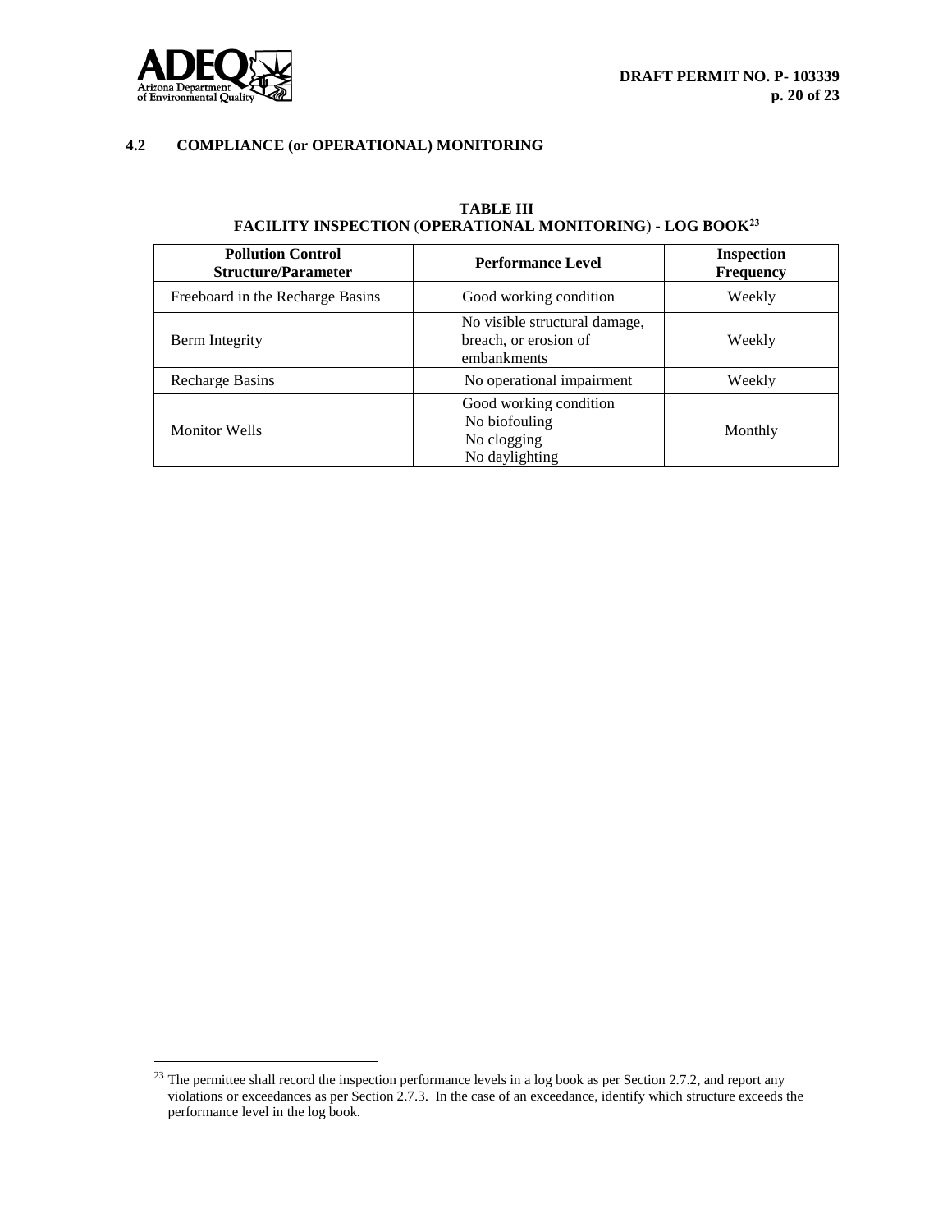### 4.2 COMPLIANCE (or OPERATIONAL) MONITORING

**TABLE III**
**FACILITY INSPECTION (OPERATIONAL MONITORING) - LOG BOOK[23]**

| Pollution Control Structure/Parameter | Performance Level | Inspection Frequency |
|---|---|---|
| Freeboard in the Recharge Basins | Good working condition | Weekly |
| Berm Integrity | No visible structural damage, breach, or erosion of embankments | Weekly |
| Recharge Basins | No operational impairment | Weekly |
| Monitor Wells | Good working condition<br>No biofouling<br>No clogging<br>No daylighting | Monthly |

[23] The permittee shall record the inspection performance levels in a log book as per Section 2.7.2, and report any violations or exceedances as per Section 2.7.3. In the case of an exceedance, identify which structure exceeds the performance level in the log book.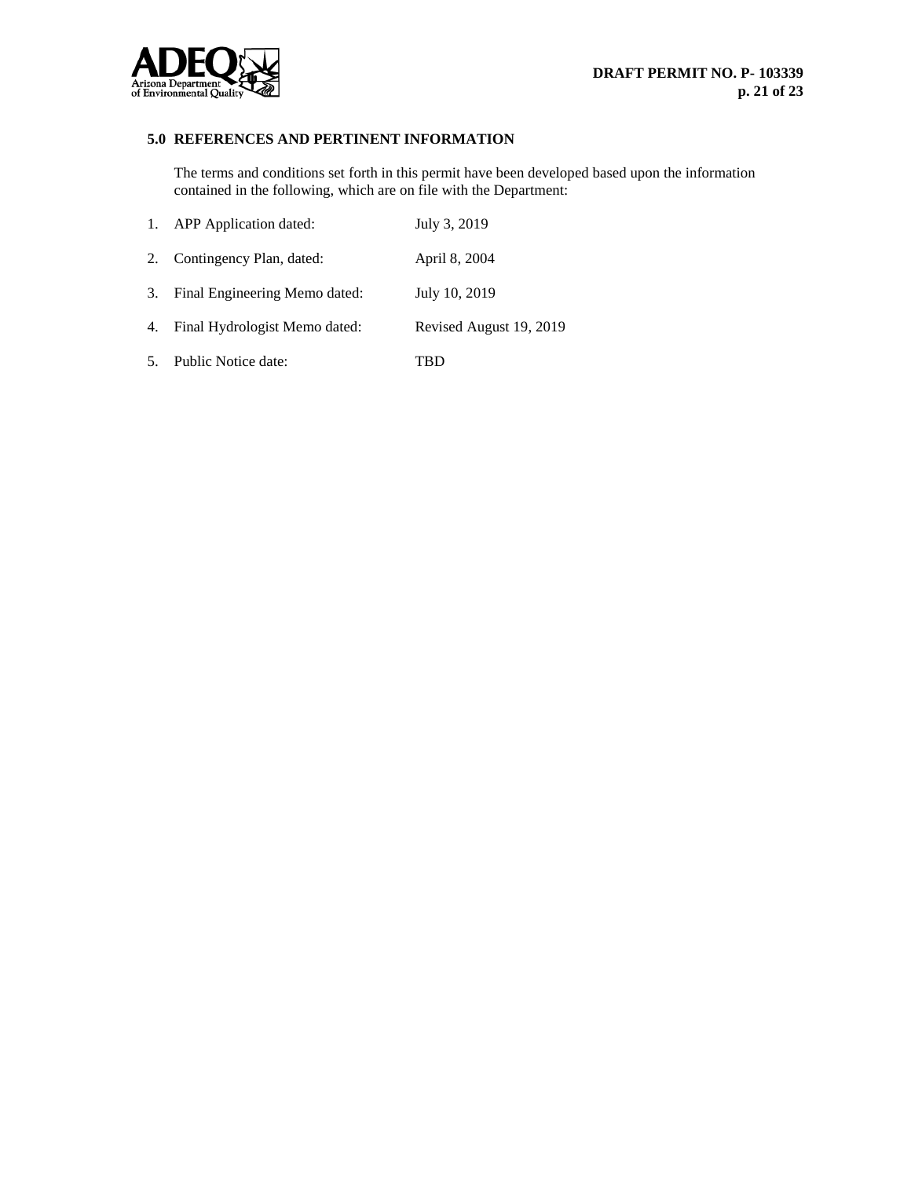## 5.0 REFERENCES AND PERTINENT INFORMATION

The terms and conditions set forth in this permit have been developed based upon the information contained in the following, which are on file with the Department:

| | | |
|---|---|---|
| 1. | APP Application dated: | July 3, 2019 |
| 2. | Contingency Plan, dated: | April 8, 2004 |
| 3. | Final Engineering Memo dated: | July 10, 2019 |
| 4. | Final Hydrologist Memo dated: | Revised August 19, 2019 |
| 5. | Public Notice date: | TBD |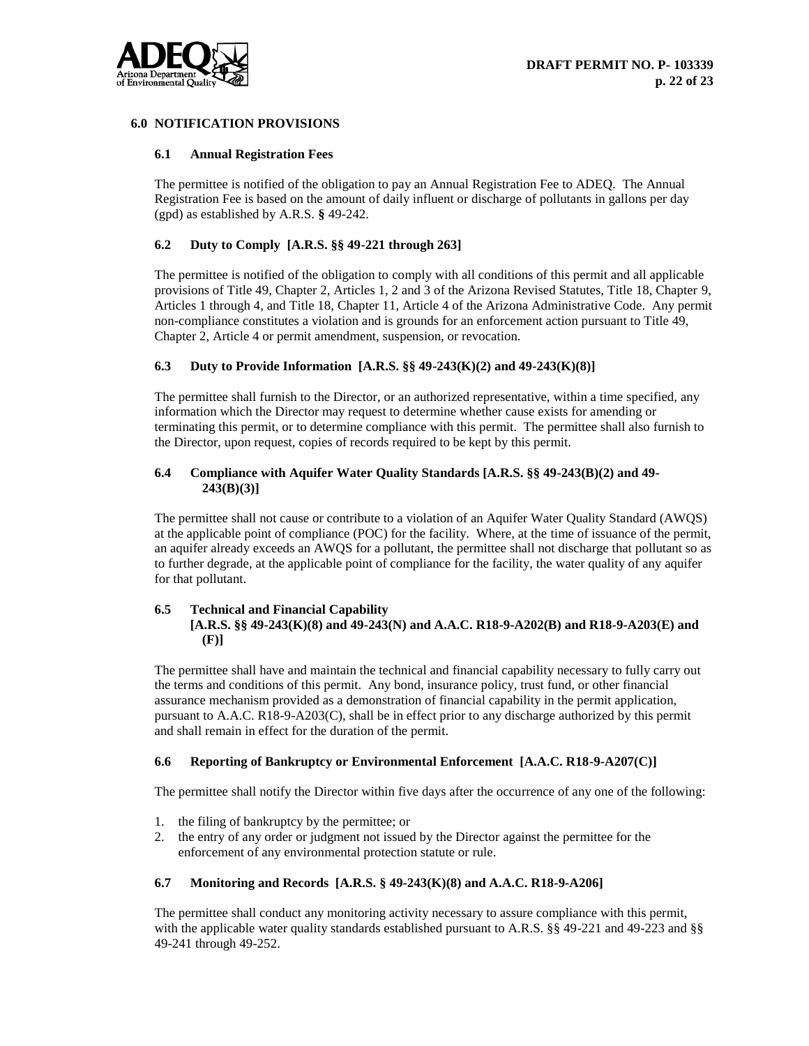## 6.0 NOTIFICATION PROVISIONS

### 6.1 Annual Registration Fees

The permittee is notified of the obligation to pay an Annual Registration Fee to ADEQ. The Annual Registration Fee is based on the amount of daily influent or discharge of pollutants in gallons per day (gpd) as established by A.R.S. § 49-242.

### 6.2 Duty to Comply [A.R.S. §§ 49-221 through 263]

The permittee is notified of the obligation to comply with all conditions of this permit and all applicable provisions of Title 49, Chapter 2, Articles 1, 2 and 3 of the Arizona Revised Statutes, Title 18, Chapter 9, Articles 1 through 4, and Title 18, Chapter 11, Article 4 of the Arizona Administrative Code. Any permit non-compliance constitutes a violation and is grounds for an enforcement action pursuant to Title 49, Chapter 2, Article 4 or permit amendment, suspension, or revocation.

### 6.3 Duty to Provide Information [A.R.S. §§ 49-243(K)(2) and 49-243(K)(8)]

The permittee shall furnish to the Director, or an authorized representative, within a time specified, any information which the Director may request to determine whether cause exists for amending or terminating this permit, or to determine compliance with this permit. The permittee shall also furnish to the Director, upon request, copies of records required to be kept by this permit.

### 6.4 Compliance with Aquifer Water Quality Standards [A.R.S. §§ 49-243(B)(2) and 49-243(B)(3)]

The permittee shall not cause or contribute to a violation of an Aquifer Water Quality Standard (AWQS) at the applicable point of compliance (POC) for the facility. Where, at the time of issuance of the permit, an aquifer already exceeds an AWQS for a pollutant, the permittee shall not discharge that pollutant so as to further degrade, at the applicable point of compliance for the facility, the water quality of any aquifer for that pollutant.

### 6.5 Technical and Financial Capability [A.R.S. §§ 49-243(K)(8) and 49-243(N) and A.A.C. R18-9-A202(B) and R18-9-A203(E) and (F)]

The permittee shall have and maintain the technical and financial capability necessary to fully carry out the terms and conditions of this permit. Any bond, insurance policy, trust fund, or other financial assurance mechanism provided as a demonstration of financial capability in the permit application, pursuant to A.A.C. R18-9-A203(C), shall be in effect prior to any discharge authorized by this permit and shall remain in effect for the duration of the permit.

### 6.6 Reporting of Bankruptcy or Environmental Enforcement [A.A.C. R18-9-A207(C)]

The permittee shall notify the Director within five days after the occurrence of any one of the following:

1. the filing of bankruptcy by the permittee; or
2. the entry of any order or judgment not issued by the Director against the permittee for the enforcement of any environmental protection statute or rule.

### 6.7 Monitoring and Records [A.R.S. § 49-243(K)(8) and A.A.C. R18-9-A206]

The permittee shall conduct any monitoring activity necessary to assure compliance with this permit, with the applicable water quality standards established pursuant to A.R.S. §§ 49-221 and 49-223 and §§ 49-241 through 49-252.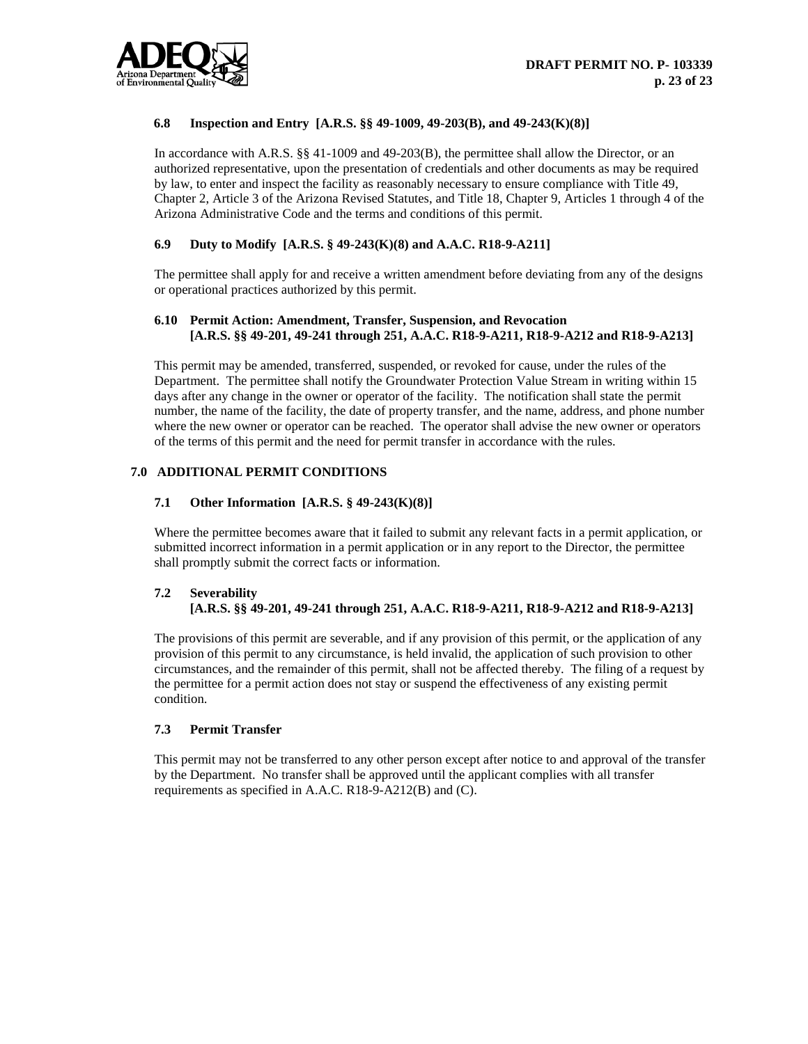### 6.8 Inspection and Entry [A.R.S. §§ 49-1009, 49-203(B), and 49-243(K)(8)]

In accordance with A.R.S. §§ 41-1009 and 49-203(B), the permittee shall allow the Director, or an authorized representative, upon the presentation of credentials and other documents as may be required by law, to enter and inspect the facility as reasonably necessary to ensure compliance with Title 49, Chapter 2, Article 3 of the Arizona Revised Statutes, and Title 18, Chapter 9, Articles 1 through 4 of the Arizona Administrative Code and the terms and conditions of this permit.

### 6.9 Duty to Modify [A.R.S. § 49-243(K)(8) and A.A.C. R18-9-A211]

The permittee shall apply for and receive a written amendment before deviating from any of the designs or operational practices authorized by this permit.

### 6.10 Permit Action: Amendment, Transfer, Suspension, and Revocation [A.R.S. §§ 49-201, 49-241 through 251, A.A.C. R18-9-A211, R18-9-A212 and R18-9-A213]

This permit may be amended, transferred, suspended, or revoked for cause, under the rules of the Department. The permittee shall notify the Groundwater Protection Value Stream in writing within 15 days after any change in the owner or operator of the facility. The notification shall state the permit number, the name of the facility, the date of property transfer, and the name, address, and phone number where the new owner or operator can be reached. The operator shall advise the new owner or operators of the terms of this permit and the need for permit transfer in accordance with the rules.

## 7.0 ADDITIONAL PERMIT CONDITIONS

### 7.1 Other Information [A.R.S. § 49-243(K)(8)]

Where the permittee becomes aware that it failed to submit any relevant facts in a permit application, or submitted incorrect information in a permit application or in any report to the Director, the permittee shall promptly submit the correct facts or information.

### 7.2 Severability [A.R.S. §§ 49-201, 49-241 through 251, A.A.C. R18-9-A211, R18-9-A212 and R18-9-A213]

The provisions of this permit are severable, and if any provision of this permit, or the application of any provision of this permit to any circumstance, is held invalid, the application of such provision to other circumstances, and the remainder of this permit, shall not be affected thereby. The filing of a request by the permittee for a permit action does not stay or suspend the effectiveness of any existing permit condition.

### 7.3 Permit Transfer

This permit may not be transferred to any other person except after notice to and approval of the transfer by the Department. No transfer shall be approved until the applicant complies with all transfer requirements as specified in A.A.C. R18-9-A212(B) and (C).